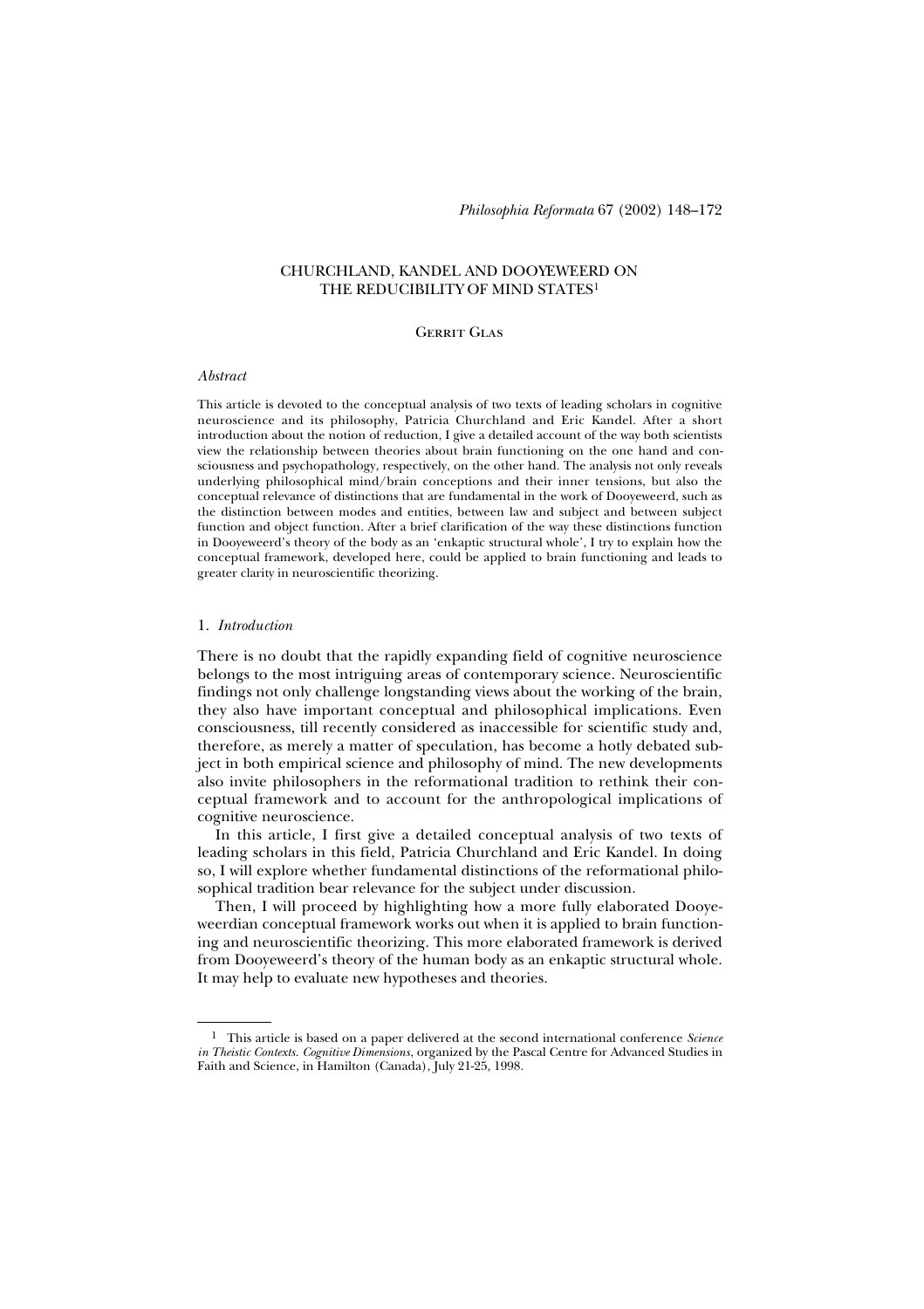# CHURCHLAND, KANDEL AND DOOYEWEERD ON THE REDUCIBILITY OF MIND STATES[1]

GERRIT GLAS

*Abstract*

This article is devoted to the conceptual analysis of two texts of leading scholars in cognitive neuroscience and its philosophy, Patricia Churchland and Eric Kandel. After a short introduction about the notion of reduction, I give a detailed account of the way both scientists view the relationship between theories about brain functioning on the one hand and consciousness and psychopathology, respectively, on the other hand. The analysis not only reveals underlying philosophical mind/brain conceptions and their inner tensions, but also the conceptual relevance of distinctions that are fundamental in the work of Dooyeweerd, such as the distinction between modes and entities, between law and subject and between subject function and object function. After a brief clarification of the way these distinctions function in Dooyeweerd's theory of the body as an 'enkaptic structural whole', I try to explain how the conceptual framework, developed here, could be applied to brain functioning and leads to greater clarity in neuroscientific theorizing.

## 1. *Introduction*

There is no doubt that the rapidly expanding field of cognitive neuroscience belongs to the most intriguing areas of contemporary science. Neuroscientific findings not only challenge longstanding views about the working of the brain, they also have important conceptual and philosophical implications. Even consciousness, till recently considered as inaccessible for scientific study and, therefore, as merely a matter of speculation, has become a hotly debated subject in both empirical science and philosophy of mind. The new developments also invite philosophers in the reformational tradition to rethink their conceptual framework and to account for the anthropological implications of cognitive neuroscience.

In this article, I first give a detailed conceptual analysis of two texts of leading scholars in this field, Patricia Churchland and Eric Kandel. In doing so, I will explore whether fundamental distinctions of the reformational philosophical tradition bear relevance for the subject under discussion.

Then, I will proceed by highlighting how a more fully elaborated Dooyeweerdian conceptual framework works out when it is applied to brain functioning and neuroscientific theorizing. This more elaborated framework is derived from Dooyeweerd's theory of the human body as an enkaptic structural whole. It may help to evaluate new hypotheses and theories.

---

[1] This article is based on a paper delivered at the second international conference *Science in Theistic Contexts. Cognitive Dimensions*, organized by the Pascal Centre for Advanced Studies in Faith and Science, in Hamilton (Canada), July 21-25, 1998.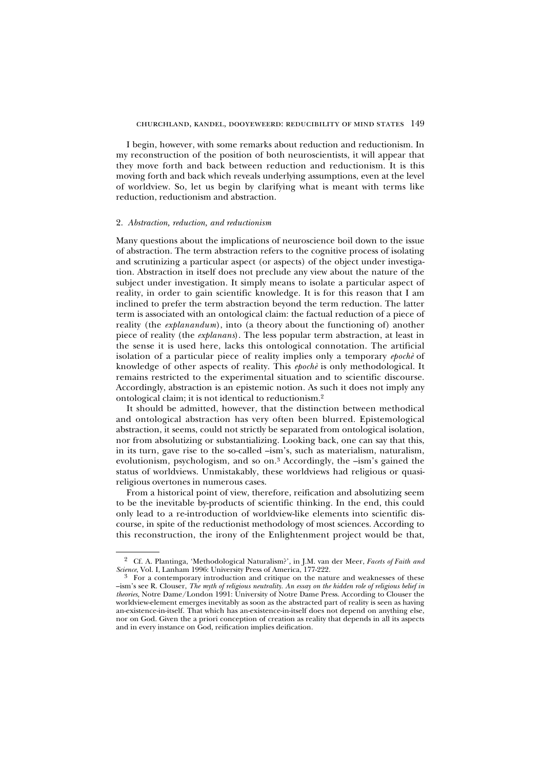I begin, however, with some remarks about reduction and reductionism. In my reconstruction of the position of both neuroscientists, it will appear that they move forth and back between reduction and reductionism. It is this moving forth and back which reveals underlying assumptions, even at the level of worldview. So, let us begin by clarifying what is meant with terms like reduction, reductionism and abstraction.

## 2. *Abstraction, reduction, and reductionism*

Many questions about the implications of neuroscience boil down to the issue of abstraction. The term abstraction refers to the cognitive process of isolating and scrutinizing a particular aspect (or aspects) of the object under investigation. Abstraction in itself does not preclude any view about the nature of the subject under investigation. It simply means to isolate a particular aspect of reality, in order to gain scientific knowledge. It is for this reason that I am inclined to prefer the term abstraction beyond the term reduction. The latter term is associated with an ontological claim: the factual reduction of a piece of reality (the *explanandum*), into (a theory about the functioning of) another piece of reality (the *explanans*). The less popular term abstraction, at least in the sense it is used here, lacks this ontological connotation. The artificial isolation of a particular piece of reality implies only a temporary *epochè* of knowledge of other aspects of reality. This *epochè* is only methodological. It remains restricted to the experimental situation and to scientific discourse. Accordingly, abstraction is an epistemic notion. As such it does not imply any ontological claim; it is not identical to reductionism.[2]

It should be admitted, however, that the distinction between methodical and ontological abstraction has very often been blurred. Epistemological abstraction, it seems, could not strictly be separated from ontological isolation, nor from absolutizing or substantializing. Looking back, one can say that this, in its turn, gave rise to the so-called –ism's, such as materialism, naturalism, evolutionism, psychologism, and so on.[3] Accordingly, the –ism's gained the status of worldviews. Unmistakably, these worldviews had religious or quasi-religious overtones in numerous cases.

From a historical point of view, therefore, reification and absolutizing seem to be the inevitable by-products of scientific thinking. In the end, this could only lead to a re-introduction of worldview-like elements into scientific discourse, in spite of the reductionist methodology of most sciences. According to this reconstruction, the irony of the Enlightenment project would be that,

---

[2] Cf. A. Plantinga, 'Methodological Naturalism?', in J.M. van der Meer, *Facets of Faith and Science*, Vol. I, Lanham 1996: University Press of America, 177-222.

[3] For a contemporary introduction and critique on the nature and weaknesses of these –ism's see R. Clouser, *The myth of religious neutrality. An essay on the hidden role of religious belief in theories*, Notre Dame/London 1991: University of Notre Dame Press. According to Clouser the worldview-element emerges inevitably as soon as the abstracted part of reality is seen as having an-existence-in-itself. That which has an-existence-in-itself does not depend on anything else, nor on God. Given the a priori conception of creation as reality that depends in all its aspects and in every instance on God, reification implies deification.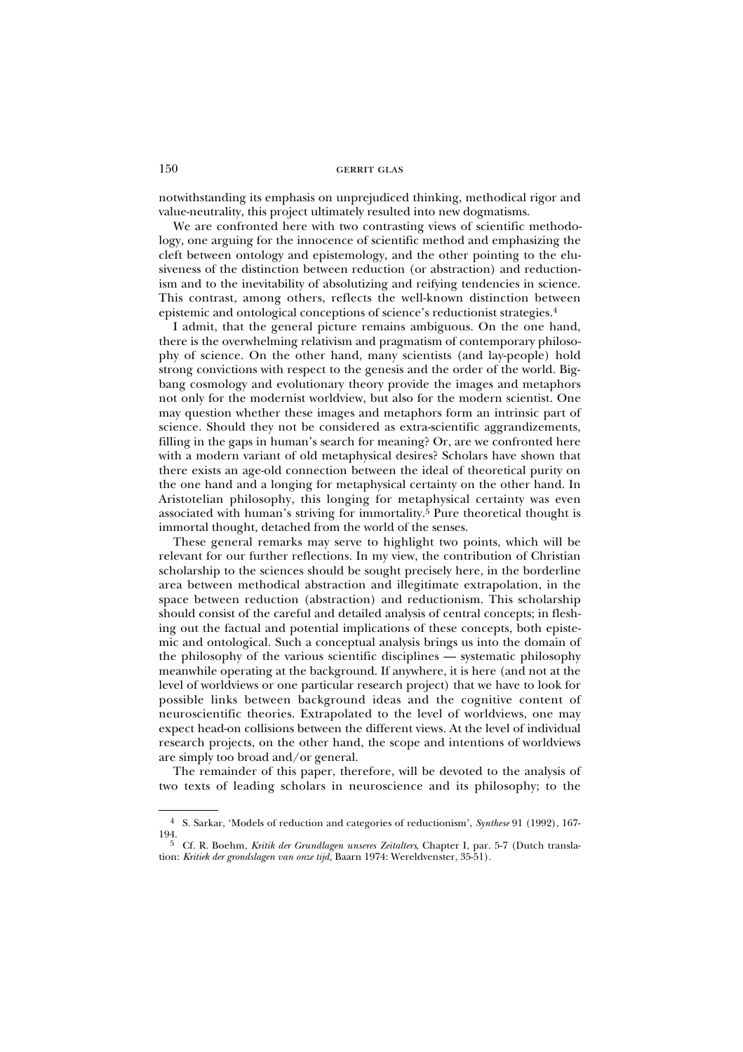notwithstanding its emphasis on unprejudiced thinking, methodical rigor and value-neutrality, this project ultimately resulted into new dogmatisms.

We are confronted here with two contrasting views of scientific methodology, one arguing for the innocence of scientific method and emphasizing the cleft between ontology and epistemology, and the other pointing to the elusiveness of the distinction between reduction (or abstraction) and reductionism and to the inevitability of absolutizing and reifying tendencies in science. This contrast, among others, reflects the well-known distinction between epistemic and ontological conceptions of science's reductionist strategies.[4]

I admit, that the general picture remains ambiguous. On the one hand, there is the overwhelming relativism and pragmatism of contemporary philosophy of science. On the other hand, many scientists (and lay-people) hold strong convictions with respect to the genesis and the order of the world. Big-bang cosmology and evolutionary theory provide the images and metaphors not only for the modernist worldview, but also for the modern scientist. One may question whether these images and metaphors form an intrinsic part of science. Should they not be considered as extra-scientific aggrandizements, filling in the gaps in human's search for meaning? Or, are we confronted here with a modern variant of old metaphysical desires? Scholars have shown that there exists an age-old connection between the ideal of theoretical purity on the one hand and a longing for metaphysical certainty on the other hand. In Aristotelian philosophy, this longing for metaphysical certainty was even associated with human's striving for immortality.[5] Pure theoretical thought is immortal thought, detached from the world of the senses.

These general remarks may serve to highlight two points, which will be relevant for our further reflections. In my view, the contribution of Christian scholarship to the sciences should be sought precisely here, in the borderline area between methodical abstraction and illegitimate extrapolation, in the space between reduction (abstraction) and reductionism. This scholarship should consist of the careful and detailed analysis of central concepts; in fleshing out the factual and potential implications of these concepts, both epistemic and ontological. Such a conceptual analysis brings us into the domain of the philosophy of the various scientific disciplines — systematic philosophy meanwhile operating at the background. If anywhere, it is here (and not at the level of worldviews or one particular research project) that we have to look for possible links between background ideas and the cognitive content of neuroscientific theories. Extrapolated to the level of worldviews, one may expect head-on collisions between the different views. At the level of individual research projects, on the other hand, the scope and intentions of worldviews are simply too broad and/or general.

The remainder of this paper, therefore, will be devoted to the analysis of two texts of leading scholars in neuroscience and its philosophy; to the

---

[4] S. Sarkar, 'Models of reduction and categories of reductionism', *Synthese* 91 (1992), 167-194.

[5] Cf. R. Boehm, *Kritik der Grundlagen unseres Zeitalters*, Chapter I, par. 5-7 (Dutch translation: *Kritiek der grondslagen van onze tijd,* Baarn 1974: Wereldvenster, 35-51).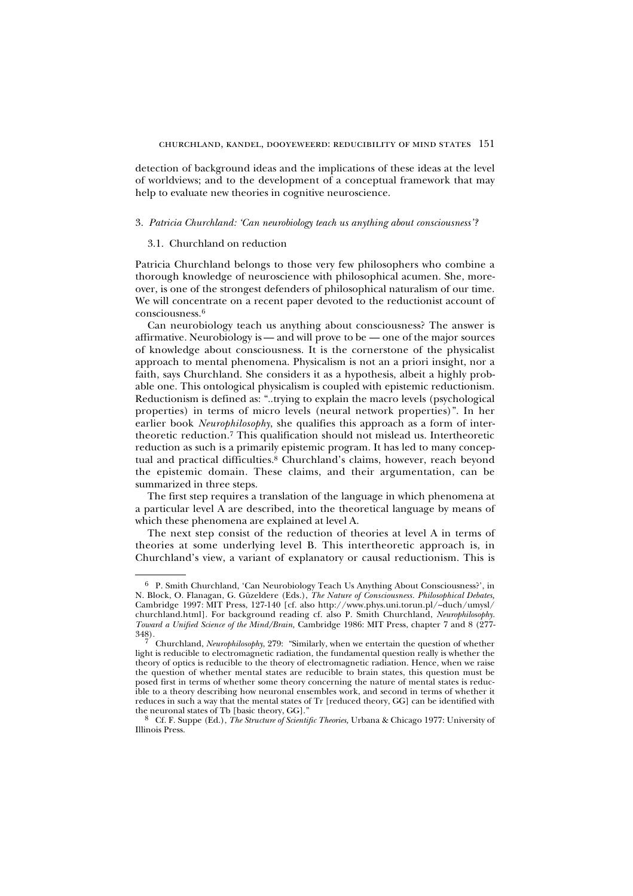detection of background ideas and the implications of these ideas at the level of worldviews; and to the development of a conceptual framework that may help to evaluate new theories in cognitive neuroscience.

## 3. *Patricia Churchland: 'Can neurobiology teach us anything about consciousness'?*

### 3.1. Churchland on reduction

Patricia Churchland belongs to those very few philosophers who combine a thorough knowledge of neuroscience with philosophical acumen. She, moreover, is one of the strongest defenders of philosophical naturalism of our time. We will concentrate on a recent paper devoted to the reductionist account of consciousness.[6]

Can neurobiology teach us anything about consciousness? The answer is affirmative. Neurobiology is — and will prove to be — one of the major sources of knowledge about consciousness. It is the cornerstone of the physicalist approach to mental phenomena. Physicalism is not an a priori insight, nor a faith, says Churchland. She considers it as a hypothesis, albeit a highly probable one. This ontological physicalism is coupled with epistemic reductionism. Reductionism is defined as: "..trying to explain the macro levels (psychological properties) in terms of micro levels (neural network properties)". In her earlier book *Neurophilosophy*, she qualifies this approach as a form of intertheoretic reduction.[7] This qualification should not mislead us. Intertheoretic reduction as such is a primarily epistemic program. It has led to many conceptual and practical difficulties.[8] Churchland's claims, however, reach beyond the epistemic domain. These claims, and their argumentation, can be summarized in three steps.

The first step requires a translation of the language in which phenomena at a particular level A are described, into the theoretical language by means of which these phenomena are explained at level A.

The next step consist of the reduction of theories at level A in terms of theories at some underlying level B. This intertheoretic approach is, in Churchland's view, a variant of explanatory or causal reductionism. This is

---

[6] P. Smith Churchland, 'Can Neurobiology Teach Us Anything About Consciousness?', in N. Block, O. Flanagan, G. Güzeldere (Eds.), *The Nature of Consciousness. Philosophical Debates,* Cambridge 1997: MIT Press, 127-140 [cf. also http://www.phys.uni.torun.pl/~duch/umysl/churchland.html]. For background reading cf. also P. Smith Churchland, *Neurophilosophy. Toward a Unified Science of the Mind/Brain,* Cambridge 1986: MIT Press, chapter 7 and 8 (277-348).

[7] Churchland, *Neurophilosophy*, 279: "Similarly, when we entertain the question of whether light is reducible to electromagnetic radiation, the fundamental question really is whether the theory of optics is reducible to the theory of electromagnetic radiation. Hence, when we raise the question of whether mental states are reducible to brain states, this question must be posed first in terms of whether some theory concerning the nature of mental states is reducible to a theory describing how neuronal ensembles work, and second in terms of whether it reduces in such a way that the mental states of Tr [reduced theory, GG] can be identified with the neuronal states of Tb [basic theory, GG]."

[8] Cf. F. Suppe (Ed.), *The Structure of Scientific Theories,* Urbana & Chicago 1977: University of Illinois Press.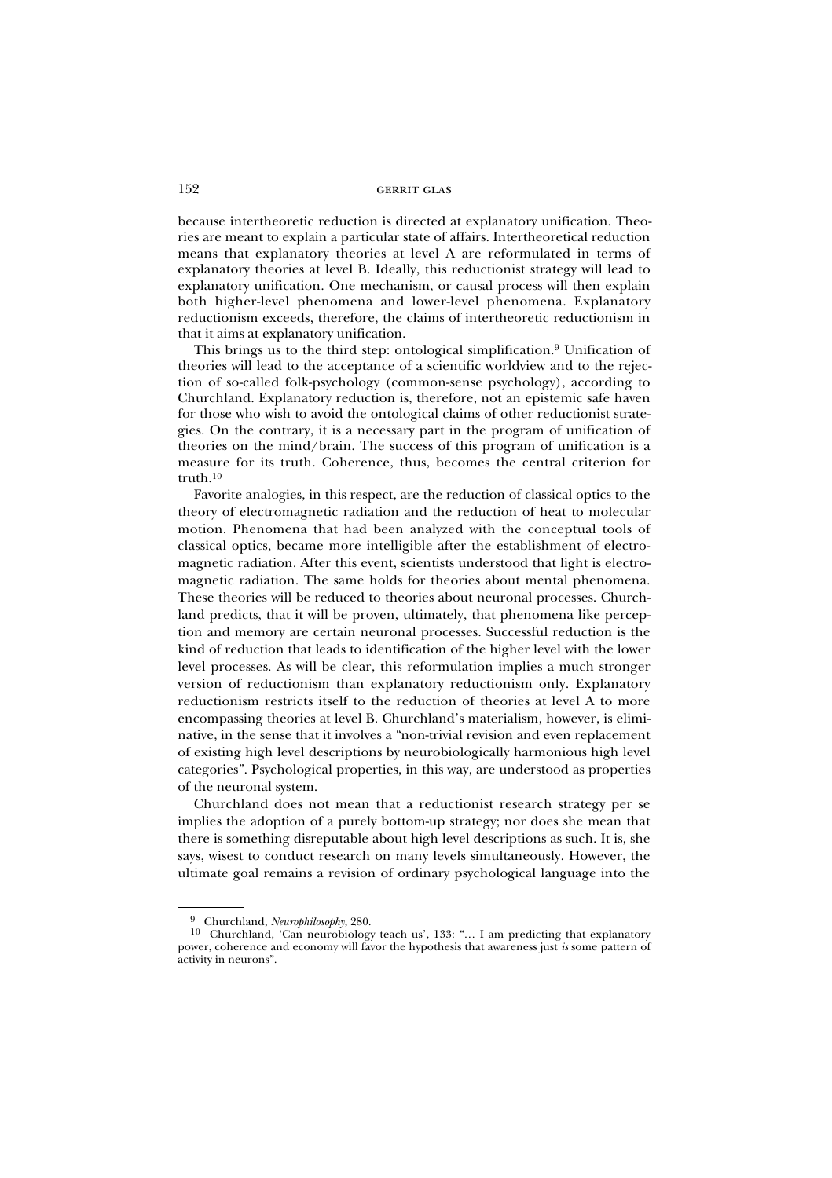because intertheoretic reduction is directed at explanatory unification. Theories are meant to explain a particular state of affairs. Intertheoretical reduction means that explanatory theories at level A are reformulated in terms of explanatory theories at level B. Ideally, this reductionist strategy will lead to explanatory unification. One mechanism, or causal process will then explain both higher-level phenomena and lower-level phenomena. Explanatory reductionism exceeds, therefore, the claims of intertheoretic reductionism in that it aims at explanatory unification.

This brings us to the third step: ontological simplification.[9] Unification of theories will lead to the acceptance of a scientific worldview and to the rejection of so-called folk-psychology (common-sense psychology), according to Churchland. Explanatory reduction is, therefore, not an epistemic safe haven for those who wish to avoid the ontological claims of other reductionist strategies. On the contrary, it is a necessary part in the program of unification of theories on the mind/brain. The success of this program of unification is a measure for its truth. Coherence, thus, becomes the central criterion for truth.[10]

Favorite analogies, in this respect, are the reduction of classical optics to the theory of electromagnetic radiation and the reduction of heat to molecular motion. Phenomena that had been analyzed with the conceptual tools of classical optics, became more intelligible after the establishment of electromagnetic radiation. After this event, scientists understood that light is electromagnetic radiation. The same holds for theories about mental phenomena. These theories will be reduced to theories about neuronal processes. Churchland predicts, that it will be proven, ultimately, that phenomena like perception and memory are certain neuronal processes. Successful reduction is the kind of reduction that leads to identification of the higher level with the lower level processes. As will be clear, this reformulation implies a much stronger version of reductionism than explanatory reductionism only. Explanatory reductionism restricts itself to the reduction of theories at level A to more encompassing theories at level B. Churchland's materialism, however, is eliminative, in the sense that it involves a "non-trivial revision and even replacement of existing high level descriptions by neurobiologically harmonious high level categories". Psychological properties, in this way, are understood as properties of the neuronal system.

Churchland does not mean that a reductionist research strategy per se implies the adoption of a purely bottom-up strategy; nor does she mean that there is something disreputable about high level descriptions as such. It is, she says, wisest to conduct research on many levels simultaneously. However, the ultimate goal remains a revision of ordinary psychological language into the

---

[9] Churchland, *Neurophilosophy*, 280.

[10] Churchland, 'Can neurobiology teach us', 133: "… I am predicting that explanatory power, coherence and economy will favor the hypothesis that awareness just *is* some pattern of activity in neurons".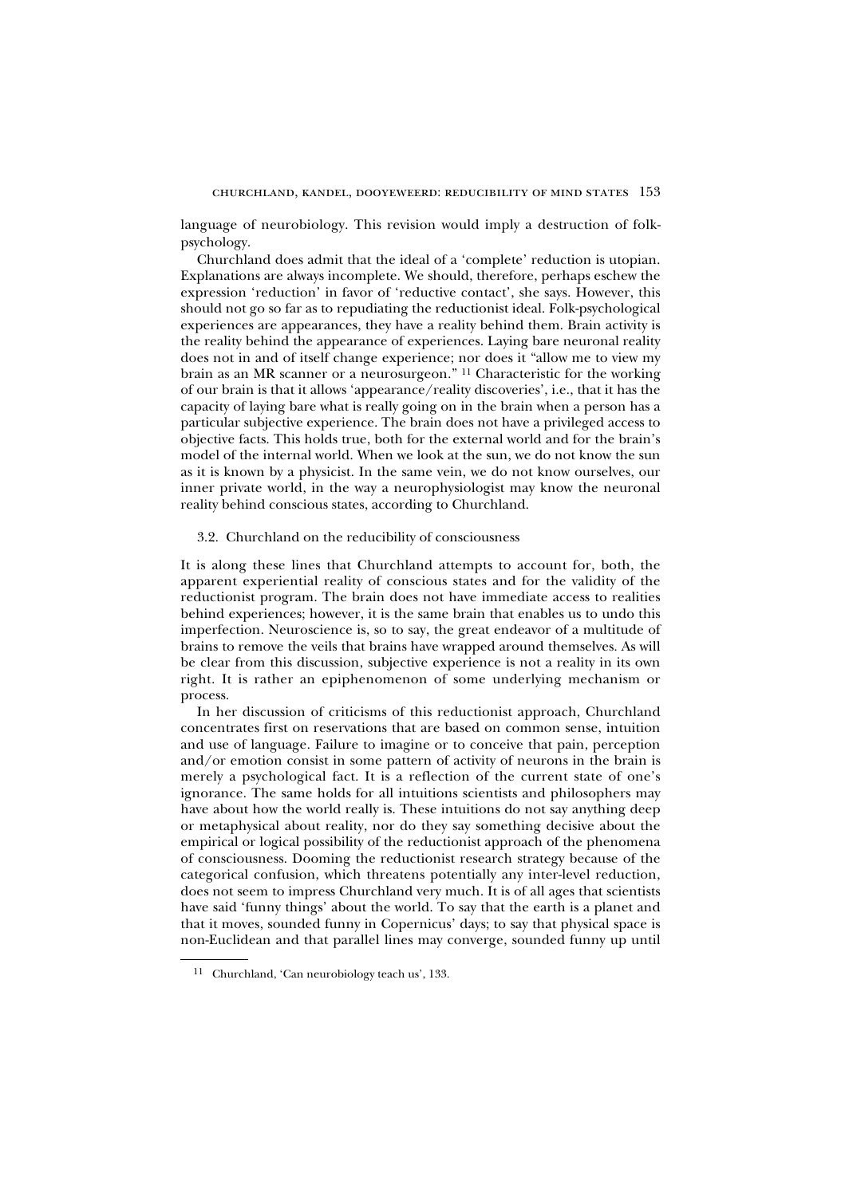language of neurobiology. This revision would imply a destruction of folk-psychology.

Churchland does admit that the ideal of a 'complete' reduction is utopian. Explanations are always incomplete. We should, therefore, perhaps eschew the expression 'reduction' in favor of 'reductive contact', she says. However, this should not go so far as to repudiating the reductionist ideal. Folk-psychological experiences are appearances, they have a reality behind them. Brain activity is the reality behind the appearance of experiences. Laying bare neuronal reality does not in and of itself change experience; nor does it "allow me to view my brain as an MR scanner or a neurosurgeon." [11] Characteristic for the working of our brain is that it allows 'appearance/reality discoveries', i.e., that it has the capacity of laying bare what is really going on in the brain when a person has a particular subjective experience. The brain does not have a privileged access to objective facts. This holds true, both for the external world and for the brain's model of the internal world. When we look at the sun, we do not know the sun as it is known by a physicist. In the same vein, we do not know ourselves, our inner private world, in the way a neurophysiologist may know the neuronal reality behind conscious states, according to Churchland.

### 3.2. Churchland on the reducibility of consciousness

It is along these lines that Churchland attempts to account for, both, the apparent experiential reality of conscious states and for the validity of the reductionist program. The brain does not have immediate access to realities behind experiences; however, it is the same brain that enables us to undo this imperfection. Neuroscience is, so to say, the great endeavor of a multitude of brains to remove the veils that brains have wrapped around themselves. As will be clear from this discussion, subjective experience is not a reality in its own right. It is rather an epiphenomenon of some underlying mechanism or process.

In her discussion of criticisms of this reductionist approach, Churchland concentrates first on reservations that are based on common sense, intuition and use of language. Failure to imagine or to conceive that pain, perception and/or emotion consist in some pattern of activity of neurons in the brain is merely a psychological fact. It is a reflection of the current state of one's ignorance. The same holds for all intuitions scientists and philosophers may have about how the world really is. These intuitions do not say anything deep or metaphysical about reality, nor do they say something decisive about the empirical or logical possibility of the reductionist approach of the phenomena of consciousness. Dooming the reductionist research strategy because of the categorical confusion, which threatens potentially any inter-level reduction, does not seem to impress Churchland very much. It is of all ages that scientists have said 'funny things' about the world. To say that the earth is a planet and that it moves, sounded funny in Copernicus' days; to say that physical space is non-Euclidean and that parallel lines may converge, sounded funny up until

---

[11] Churchland, 'Can neurobiology teach us', 133.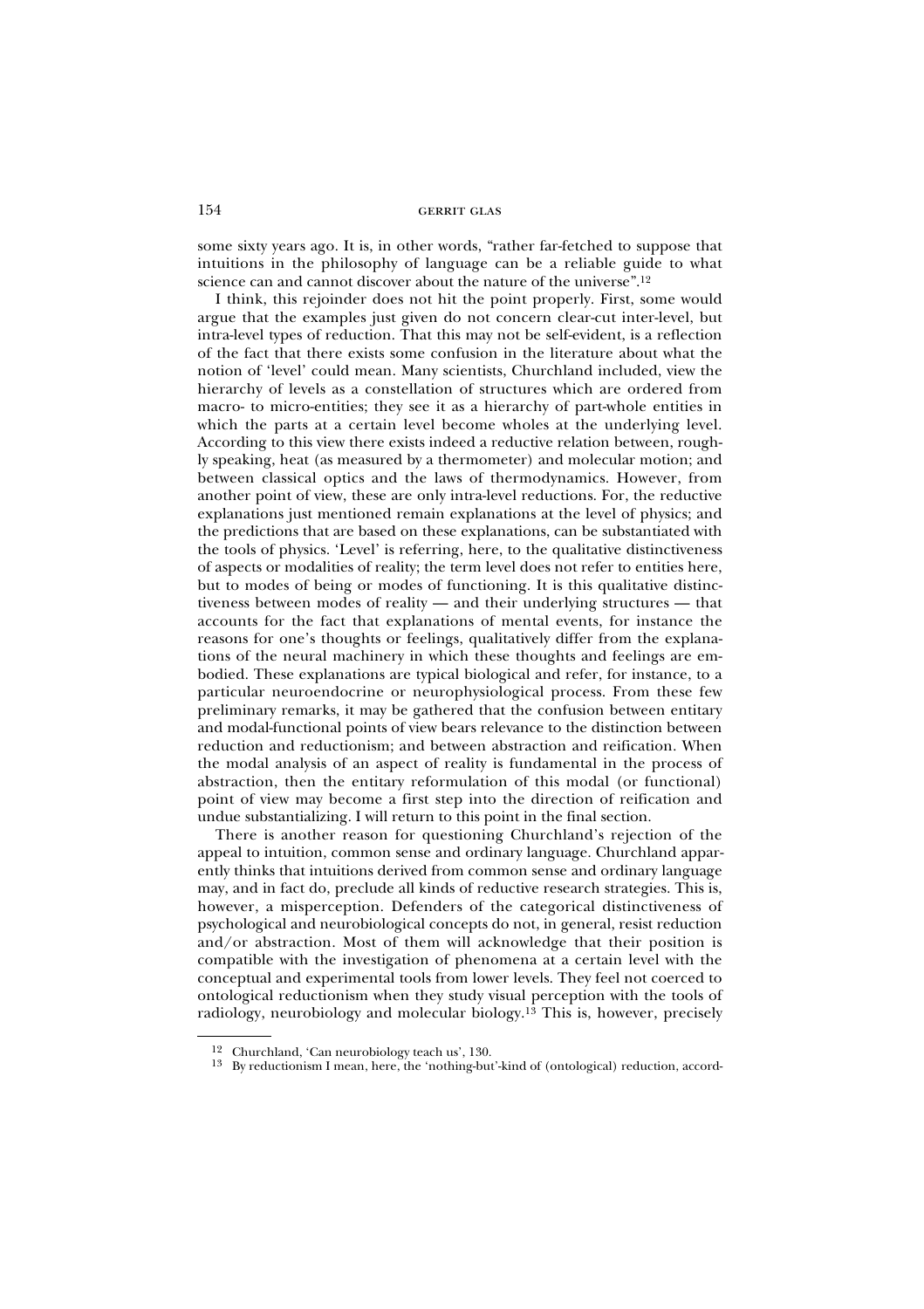some sixty years ago. It is, in other words, "rather far-fetched to suppose that intuitions in the philosophy of language can be a reliable guide to what science can and cannot discover about the nature of the universe".[12]

I think, this rejoinder does not hit the point properly. First, some would argue that the examples just given do not concern clear-cut inter-level, but intra-level types of reduction. That this may not be self-evident, is a reflection of the fact that there exists some confusion in the literature about what the notion of 'level' could mean. Many scientists, Churchland included, view the hierarchy of levels as a constellation of structures which are ordered from macro- to micro-entities; they see it as a hierarchy of part-whole entities in which the parts at a certain level become wholes at the underlying level. According to this view there exists indeed a reductive relation between, roughly speaking, heat (as measured by a thermometer) and molecular motion; and between classical optics and the laws of thermodynamics. However, from another point of view, these are only intra-level reductions. For, the reductive explanations just mentioned remain explanations at the level of physics; and the predictions that are based on these explanations, can be substantiated with the tools of physics. 'Level' is referring, here, to the qualitative distinctiveness of aspects or modalities of reality; the term level does not refer to entities here, but to modes of being or modes of functioning. It is this qualitative distinctiveness between modes of reality — and their underlying structures — that accounts for the fact that explanations of mental events, for instance the reasons for one's thoughts or feelings, qualitatively differ from the explanations of the neural machinery in which these thoughts and feelings are embodied. These explanations are typical biological and refer, for instance, to a particular neuroendocrine or neurophysiological process. From these few preliminary remarks, it may be gathered that the confusion between entitary and modal-functional points of view bears relevance to the distinction between reduction and reductionism; and between abstraction and reification. When the modal analysis of an aspect of reality is fundamental in the process of abstraction, then the entitary reformulation of this modal (or functional) point of view may become a first step into the direction of reification and undue substantializing. I will return to this point in the final section.

There is another reason for questioning Churchland's rejection of the appeal to intuition, common sense and ordinary language. Churchland apparently thinks that intuitions derived from common sense and ordinary language may, and in fact do, preclude all kinds of reductive research strategies. This is, however, a misperception. Defenders of the categorical distinctiveness of psychological and neurobiological concepts do not, in general, resist reduction and/or abstraction. Most of them will acknowledge that their position is compatible with the investigation of phenomena at a certain level with the conceptual and experimental tools from lower levels. They feel not coerced to ontological reductionism when they study visual perception with the tools of radiology, neurobiology and molecular biology.[13] This is, however, precisely

---

[12] Churchland, 'Can neurobiology teach us', 130.

[13] By reductionism I mean, here, the 'nothing-but'-kind of (ontological) reduction, accord-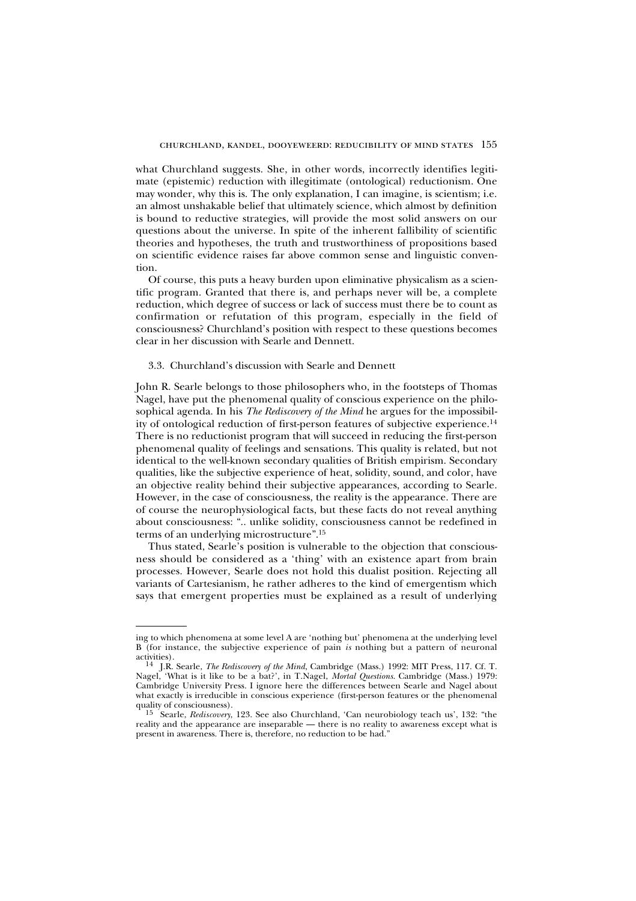what Churchland suggests. She, in other words, incorrectly identifies legitimate (epistemic) reduction with illegitimate (ontological) reductionism. One may wonder, why this is. The only explanation, I can imagine, is scientism; i.e. an almost unshakable belief that ultimately science, which almost by definition is bound to reductive strategies, will provide the most solid answers on our questions about the universe. In spite of the inherent fallibility of scientific theories and hypotheses, the truth and trustworthiness of propositions based on scientific evidence raises far above common sense and linguistic convention.

Of course, this puts a heavy burden upon eliminative physicalism as a scientific program. Granted that there is, and perhaps never will be, a complete reduction, which degree of success or lack of success must there be to count as confirmation or refutation of this program, especially in the field of consciousness? Churchland's position with respect to these questions becomes clear in her discussion with Searle and Dennett.

### 3.3. Churchland's discussion with Searle and Dennett

John R. Searle belongs to those philosophers who, in the footsteps of Thomas Nagel, have put the phenomenal quality of conscious experience on the philosophical agenda. In his *The Rediscovery of the Mind* he argues for the impossibility of ontological reduction of first-person features of subjective experience.[14] There is no reductionist program that will succeed in reducing the first-person phenomenal quality of feelings and sensations. This quality is related, but not identical to the well-known secondary qualities of British empirism. Secondary qualities, like the subjective experience of heat, solidity, sound, and color, have an objective reality behind their subjective appearances, according to Searle. However, in the case of consciousness, the reality is the appearance. There are of course the neurophysiological facts, but these facts do not reveal anything about consciousness: ".. unlike solidity, consciousness cannot be redefined in terms of an underlying microstructure".[15]

Thus stated, Searle's position is vulnerable to the objection that consciousness should be considered as a 'thing' with an existence apart from brain processes. However, Searle does not hold this dualist position. Rejecting all variants of Cartesianism, he rather adheres to the kind of emergentism which says that emergent properties must be explained as a result of underlying

---

ing to which phenomena at some level A are 'nothing but' phenomena at the underlying level B (for instance, the subjective experience of pain *is* nothing but a pattern of neuronal activities).

[14] J.R. Searle, *The Rediscovery of the Mind*, Cambridge (Mass.) 1992: MIT Press, 117. Cf. T. Nagel, 'What is it like to be a bat?', in T.Nagel, *Mortal Questions*. Cambridge (Mass.) 1979: Cambridge University Press. I ignore here the differences between Searle and Nagel about what exactly is irreducible in conscious experience (first-person features or the phenomenal quality of consciousness).

[15] Searle, *Rediscovery*, 123. See also Churchland, 'Can neurobiology teach us', 132: "the reality and the appearance are inseparable — there is no reality to awareness except what is present in awareness. There is, therefore, no reduction to be had."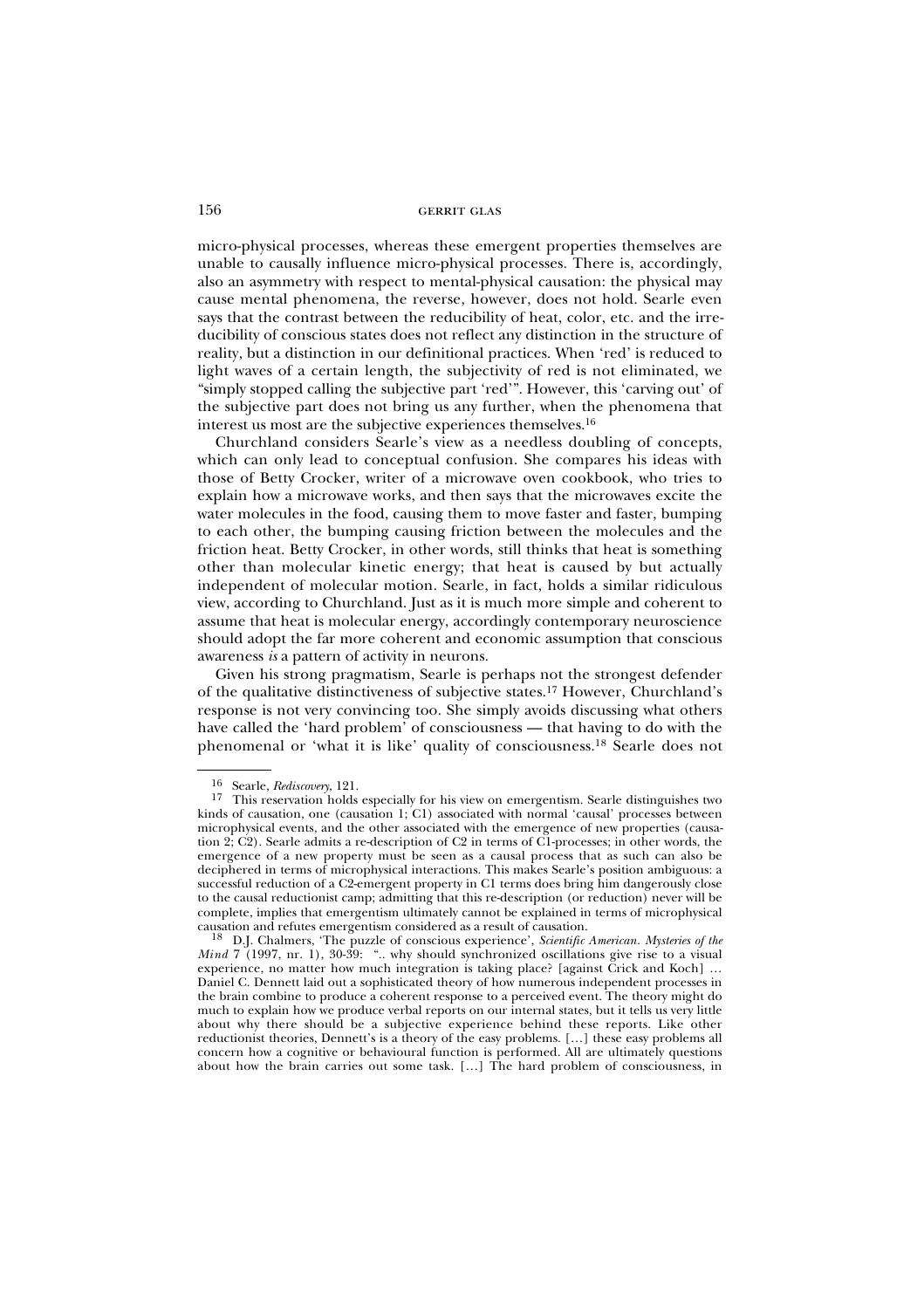micro-physical processes, whereas these emergent properties themselves are unable to causally influence micro-physical processes. There is, accordingly, also an asymmetry with respect to mental-physical causation: the physical may cause mental phenomena, the reverse, however, does not hold. Searle even says that the contrast between the reducibility of heat, color, etc. and the irreducibility of conscious states does not reflect any distinction in the structure of reality, but a distinction in our definitional practices. When 'red' is reduced to light waves of a certain length, the subjectivity of red is not eliminated, we "simply stopped calling the subjective part 'red'". However, this 'carving out' of the subjective part does not bring us any further, when the phenomena that interest us most are the subjective experiences themselves.[16]

Churchland considers Searle's view as a needless doubling of concepts, which can only lead to conceptual confusion. She compares his ideas with those of Betty Crocker, writer of a microwave oven cookbook, who tries to explain how a microwave works, and then says that the microwaves excite the water molecules in the food, causing them to move faster and faster, bumping to each other, the bumping causing friction between the molecules and the friction heat. Betty Crocker, in other words, still thinks that heat is something other than molecular kinetic energy; that heat is caused by but actually independent of molecular motion. Searle, in fact, holds a similar ridiculous view, according to Churchland. Just as it is much more simple and coherent to assume that heat is molecular energy, accordingly contemporary neuroscience should adopt the far more coherent and economic assumption that conscious awareness *is* a pattern of activity in neurons.

Given his strong pragmatism, Searle is perhaps not the strongest defender of the qualitative distinctiveness of subjective states.[17] However, Churchland's response is not very convincing too. She simply avoids discussing what others have called the 'hard problem' of consciousness — that having to do with the phenomenal or 'what it is like' quality of consciousness.[18] Searle does not

---

[16] Searle, *Rediscovery*, 121.

[17] This reservation holds especially for his view on emergentism. Searle distinguishes two kinds of causation, one (causation 1; C1) associated with normal 'causal' processes between microphysical events, and the other associated with the emergence of new properties (causation 2; C2). Searle admits a re-description of C2 in terms of C1-processes; in other words, the emergence of a new property must be seen as a causal process that as such can also be deciphered in terms of microphysical interactions. This makes Searle's position ambiguous: a successful reduction of a C2-emergent property in C1 terms does bring him dangerously close to the causal reductionist camp; admitting that this re-description (or reduction) never will be complete, implies that emergentism ultimately cannot be explained in terms of microphysical causation and refutes emergentism considered as a result of causation.

[18] D.J. Chalmers, 'The puzzle of conscious experience', *Scientific American. Mysteries of the Mind* 7 (1997, nr. 1), 30-39: ".. why should synchronized oscillations give rise to a visual experience, no matter how much integration is taking place? [against Crick and Koch] … Daniel C. Dennett laid out a sophisticated theory of how numerous independent processes in the brain combine to produce a coherent response to a perceived event. The theory might do much to explain how we produce verbal reports on our internal states, but it tells us very little about why there should be a subjective experience behind these reports. Like other reductionist theories, Dennett's is a theory of the easy problems. […] these easy problems all concern how a cognitive or behavioural function is performed. All are ultimately questions about how the brain carries out some task. […] The hard problem of consciousness, in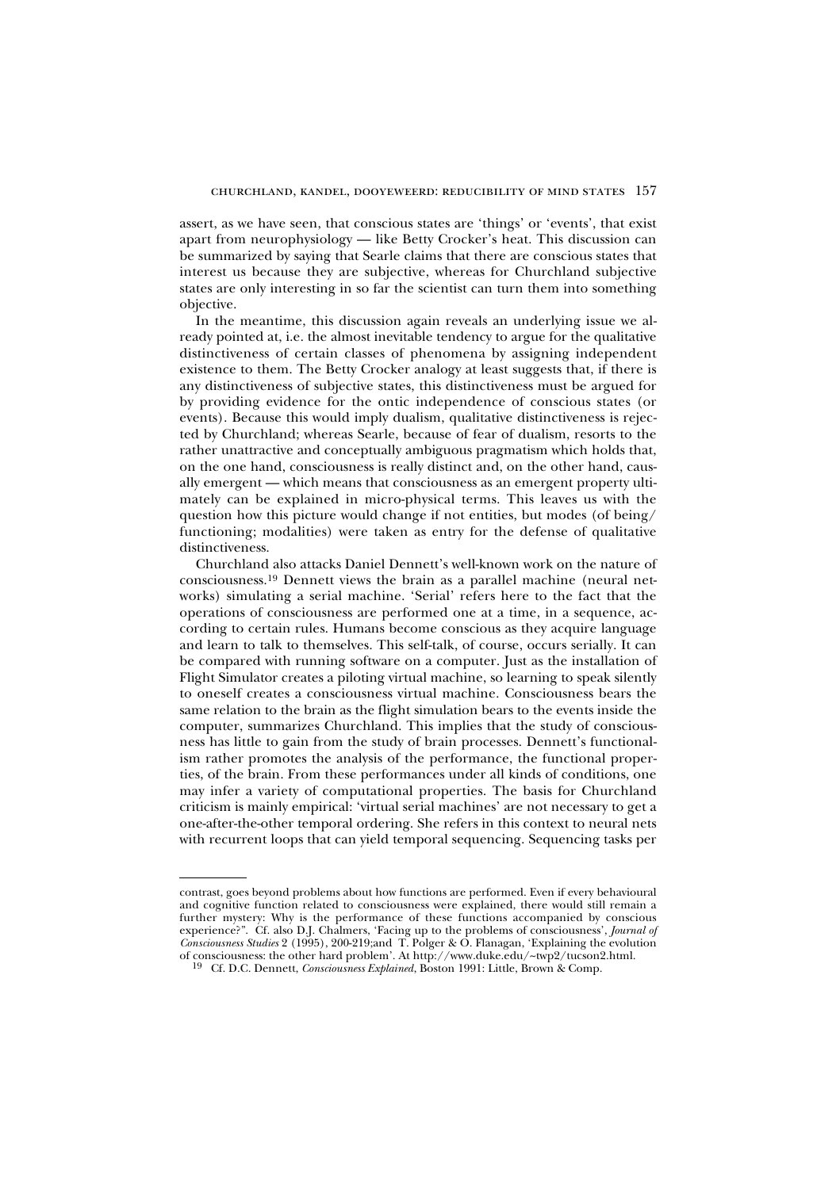assert, as we have seen, that conscious states are 'things' or 'events', that exist apart from neurophysiology — like Betty Crocker's heat. This discussion can be summarized by saying that Searle claims that there are conscious states that interest us because they are subjective, whereas for Churchland subjective states are only interesting in so far the scientist can turn them into something objective.

In the meantime, this discussion again reveals an underlying issue we already pointed at, i.e. the almost inevitable tendency to argue for the qualitative distinctiveness of certain classes of phenomena by assigning independent existence to them. The Betty Crocker analogy at least suggests that, if there is any distinctiveness of subjective states, this distinctiveness must be argued for by providing evidence for the ontic independence of conscious states (or events). Because this would imply dualism, qualitative distinctiveness is rejected by Churchland; whereas Searle, because of fear of dualism, resorts to the rather unattractive and conceptually ambiguous pragmatism which holds that, on the one hand, consciousness is really distinct and, on the other hand, causally emergent — which means that consciousness as an emergent property ultimately can be explained in micro-physical terms. This leaves us with the question how this picture would change if not entities, but modes (of being/ functioning; modalities) were taken as entry for the defense of qualitative distinctiveness.

Churchland also attacks Daniel Dennett's well-known work on the nature of consciousness.[19] Dennett views the brain as a parallel machine (neural networks) simulating a serial machine. 'Serial' refers here to the fact that the operations of consciousness are performed one at a time, in a sequence, according to certain rules. Humans become conscious as they acquire language and learn to talk to themselves. This self-talk, of course, occurs serially. It can be compared with running software on a computer. Just as the installation of Flight Simulator creates a piloting virtual machine, so learning to speak silently to oneself creates a consciousness virtual machine. Consciousness bears the same relation to the brain as the flight simulation bears to the events inside the computer, summarizes Churchland. This implies that the study of consciousness has little to gain from the study of brain processes. Dennett's functionalism rather promotes the analysis of the performance, the functional properties, of the brain. From these performances under all kinds of conditions, one may infer a variety of computational properties. The basis for Churchland criticism is mainly empirical: 'virtual serial machines' are not necessary to get a one-after-the-other temporal ordering. She refers in this context to neural nets with recurrent loops that can yield temporal sequencing. Sequencing tasks per

---

contrast, goes beyond problems about how functions are performed. Even if every behavioural and cognitive function related to consciousness were explained, there would still remain a further mystery: Why is the performance of these functions accompanied by conscious experience?". Cf. also D.J. Chalmers, 'Facing up to the problems of consciousness', *Journal of Consciousness Studies* 2 (1995), 200-219;and T. Polger & O. Flanagan, 'Explaining the evolution of consciousness: the other hard problem'. At http://www.duke.edu/~twp2/tucson2.html.

[19] Cf. D.C. Dennett, *Consciousness Explained*, Boston 1991: Little, Brown & Comp.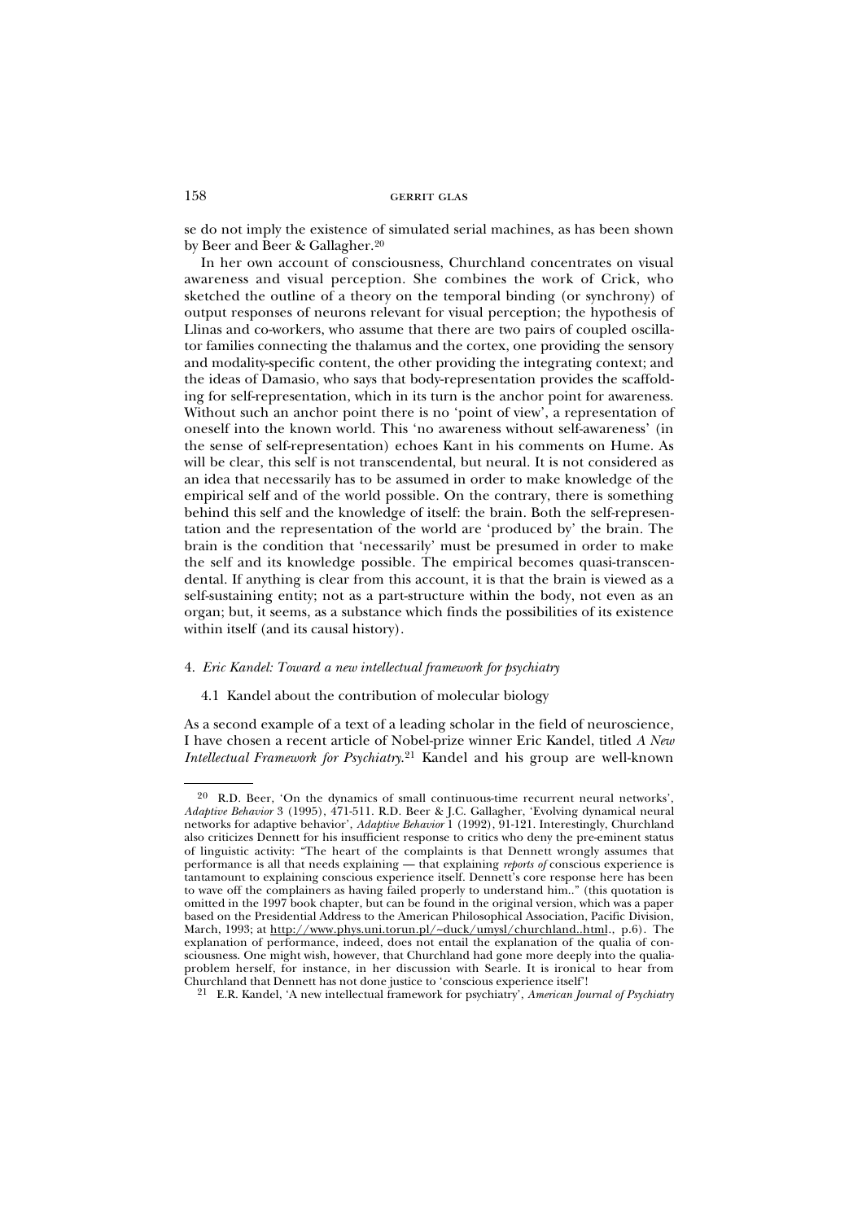se do not imply the existence of simulated serial machines, as has been shown by Beer and Beer & Gallagher.[20]

In her own account of consciousness, Churchland concentrates on visual awareness and visual perception. She combines the work of Crick, who sketched the outline of a theory on the temporal binding (or synchrony) of output responses of neurons relevant for visual perception; the hypothesis of Llinas and co-workers, who assume that there are two pairs of coupled oscillator families connecting the thalamus and the cortex, one providing the sensory and modality-specific content, the other providing the integrating context; and the ideas of Damasio, who says that body-representation provides the scaffolding for self-representation, which in its turn is the anchor point for awareness. Without such an anchor point there is no 'point of view', a representation of oneself into the known world. This 'no awareness without self-awareness' (in the sense of self-representation) echoes Kant in his comments on Hume. As will be clear, this self is not transcendental, but neural. It is not considered as an idea that necessarily has to be assumed in order to make knowledge of the empirical self and of the world possible. On the contrary, there is something behind this self and the knowledge of itself: the brain. Both the self-representation and the representation of the world are 'produced by' the brain. The brain is the condition that 'necessarily' must be presumed in order to make the self and its knowledge possible. The empirical becomes quasi-transcendental. If anything is clear from this account, it is that the brain is viewed as a self-sustaining entity; not as a part-structure within the body, not even as an organ; but, it seems, as a substance which finds the possibilities of its existence within itself (and its causal history).

## 4. *Eric Kandel: Toward a new intellectual framework for psychiatry*

### 4.1 Kandel about the contribution of molecular biology

As a second example of a text of a leading scholar in the field of neuroscience, I have chosen a recent article of Nobel-prize winner Eric Kandel, titled *A New Intellectual Framework for Psychiatry*.[21] Kandel and his group are well-known

---

[20] R.D. Beer, 'On the dynamics of small continuous-time recurrent neural networks', *Adaptive Behavior* 3 (1995), 471-511. R.D. Beer & J.C. Gallagher, 'Evolving dynamical neural networks for adaptive behavior', *Adaptive Behavior* 1 (1992), 91-121. Interestingly, Churchland also criticizes Dennett for his insufficient response to critics who deny the pre-eminent status of linguistic activity: "The heart of the complaints is that Dennett wrongly assumes that performance is all that needs explaining — that explaining *reports of* conscious experience is tantamount to explaining conscious experience itself. Dennett's core response here has been to wave off the complainers as having failed properly to understand him.." (this quotation is omitted in the 1997 book chapter, but can be found in the original version, which was a paper based on the Presidential Address to the American Philosophical Association, Pacific Division, March, 1993; at http://www.phys.uni.torun.pl/~duck/umysl/churchland..html., p.6). The explanation of performance, indeed, does not entail the explanation of the qualia of consciousness. One might wish, however, that Churchland had gone more deeply into the qualia-problem herself, for instance, in her discussion with Searle. It is ironical to hear from Churchland that Dennett has not done justice to 'conscious experience itself'!

[21] E.R. Kandel, 'A new intellectual framework for psychiatry', *American Journal of Psychiatry*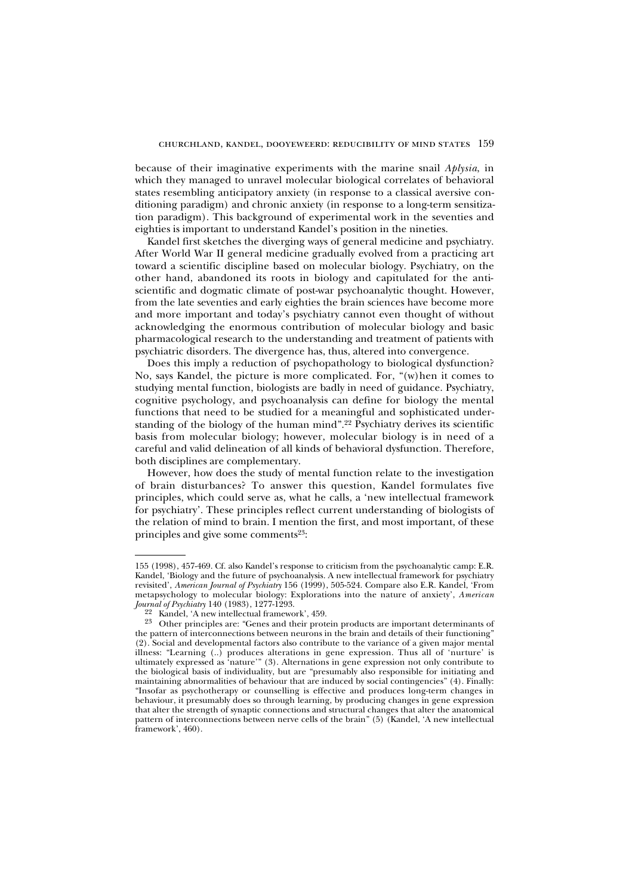because of their imaginative experiments with the marine snail *Aplysia*, in which they managed to unravel molecular biological correlates of behavioral states resembling anticipatory anxiety (in response to a classical aversive conditioning paradigm) and chronic anxiety (in response to a long-term sensitization paradigm). This background of experimental work in the seventies and eighties is important to understand Kandel's position in the nineties.

Kandel first sketches the diverging ways of general medicine and psychiatry. After World War II general medicine gradually evolved from a practicing art toward a scientific discipline based on molecular biology. Psychiatry, on the other hand, abandoned its roots in biology and capitulated for the anti-scientific and dogmatic climate of post-war psychoanalytic thought. However, from the late seventies and early eighties the brain sciences have become more and more important and today's psychiatry cannot even thought of without acknowledging the enormous contribution of molecular biology and basic pharmacological research to the understanding and treatment of patients with psychiatric disorders. The divergence has, thus, altered into convergence.

Does this imply a reduction of psychopathology to biological dysfunction? No, says Kandel, the picture is more complicated. For, "(w)hen it comes to studying mental function, biologists are badly in need of guidance. Psychiatry, cognitive psychology, and psychoanalysis can define for biology the mental functions that need to be studied for a meaningful and sophisticated understanding of the biology of the human mind".[22] Psychiatry derives its scientific basis from molecular biology; however, molecular biology is in need of a careful and valid delineation of all kinds of behavioral dysfunction. Therefore, both disciplines are complementary.

However, how does the study of mental function relate to the investigation of brain disturbances? To answer this question, Kandel formulates five principles, which could serve as, what he calls, a 'new intellectual framework for psychiatry'. These principles reflect current understanding of biologists of the relation of mind to brain. I mention the first, and most important, of these principles and give some comments[23]:

---

155 (1998), 457-469. Cf. also Kandel's response to criticism from the psychoanalytic camp: E.R. Kandel, 'Biology and the future of psychoanalysis. A new intellectual framework for psychiatry revisited', *American Journal of Psychiatry* 156 (1999), 505-524. Compare also E.R. Kandel, 'From metapsychology to molecular biology: Explorations into the nature of anxiety', *American Journal of Psychiatry* 140 (1983), 1277-1293.

[22] Kandel, 'A new intellectual framework', 459.

[23] Other principles are: "Genes and their protein products are important determinants of the pattern of interconnections between neurons in the brain and details of their functioning" (2). Social and developmental factors also contribute to the variance of a given major mental illness: "Learning (..) produces alterations in gene expression. Thus all of 'nurture' is ultimately expressed as 'nature'" (3). Alternations in gene expression not only contribute to the biological basis of individuality, but are "presumably also responsible for initiating and maintaining abnormalities of behaviour that are induced by social contingencies" (4). Finally: "Insofar as psychotherapy or counselling is effective and produces long-term changes in behaviour, it presumably does so through learning, by producing changes in gene expression that alter the strength of synaptic connections and structural changes that alter the anatomical pattern of interconnections between nerve cells of the brain" (5) (Kandel, 'A new intellectual framework', 460).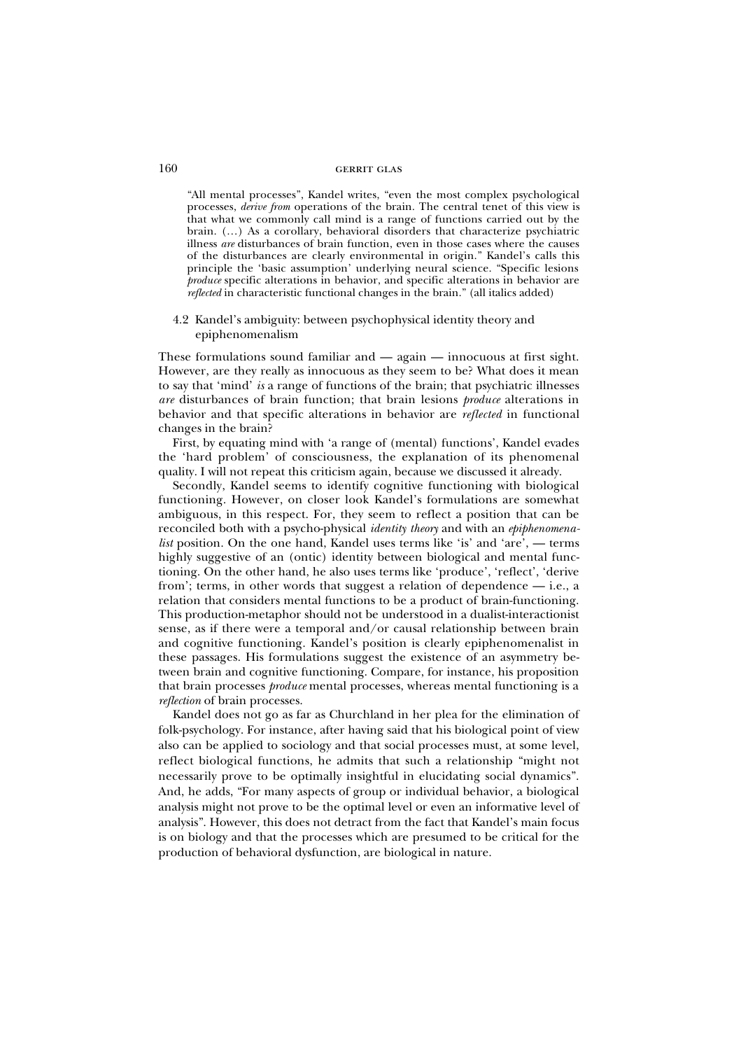> "All mental processes", Kandel writes, "even the most complex psychological processes, *derive from* operations of the brain. The central tenet of this view is that what we commonly call mind is a range of functions carried out by the brain. (…) As a corollary, behavioral disorders that characterize psychiatric illness *are* disturbances of brain function, even in those cases where the causes of the disturbances are clearly environmental in origin." Kandel's calls this principle the 'basic assumption' underlying neural science. "Specific lesions *produce* specific alterations in behavior, and specific alterations in behavior are *reflected* in characteristic functional changes in the brain." (all italics added)

### 4.2 Kandel's ambiguity: between psychophysical identity theory and epiphenomenalism

These formulations sound familiar and — again — innocuous at first sight. However, are they really as innocuous as they seem to be? What does it mean to say that 'mind' *is* a range of functions of the brain; that psychiatric illnesses *are* disturbances of brain function; that brain lesions *produce* alterations in behavior and that specific alterations in behavior are *reflected* in functional changes in the brain?

First, by equating mind with 'a range of (mental) functions', Kandel evades the 'hard problem' of consciousness, the explanation of its phenomenal quality. I will not repeat this criticism again, because we discussed it already.

Secondly, Kandel seems to identify cognitive functioning with biological functioning. However, on closer look Kandel's formulations are somewhat ambiguous, in this respect. For, they seem to reflect a position that can be reconciled both with a psycho-physical *identity theory* and with an *epiphenomenalist* position. On the one hand, Kandel uses terms like 'is' and 'are', — terms highly suggestive of an (ontic) identity between biological and mental functioning. On the other hand, he also uses terms like 'produce', 'reflect', 'derive from'; terms, in other words that suggest a relation of dependence — i.e., a relation that considers mental functions to be a product of brain-functioning. This production-metaphor should not be understood in a dualist-interactionist sense, as if there were a temporal and/or causal relationship between brain and cognitive functioning. Kandel's position is clearly epiphenomenalist in these passages. His formulations suggest the existence of an asymmetry between brain and cognitive functioning. Compare, for instance, his proposition that brain processes *produce* mental processes, whereas mental functioning is a *reflection* of brain processes.

Kandel does not go as far as Churchland in her plea for the elimination of folk-psychology. For instance, after having said that his biological point of view also can be applied to sociology and that social processes must, at some level, reflect biological functions, he admits that such a relationship "might not necessarily prove to be optimally insightful in elucidating social dynamics". And, he adds, "For many aspects of group or individual behavior, a biological analysis might not prove to be the optimal level or even an informative level of analysis". However, this does not detract from the fact that Kandel's main focus is on biology and that the processes which are presumed to be critical for the production of behavioral dysfunction, are biological in nature.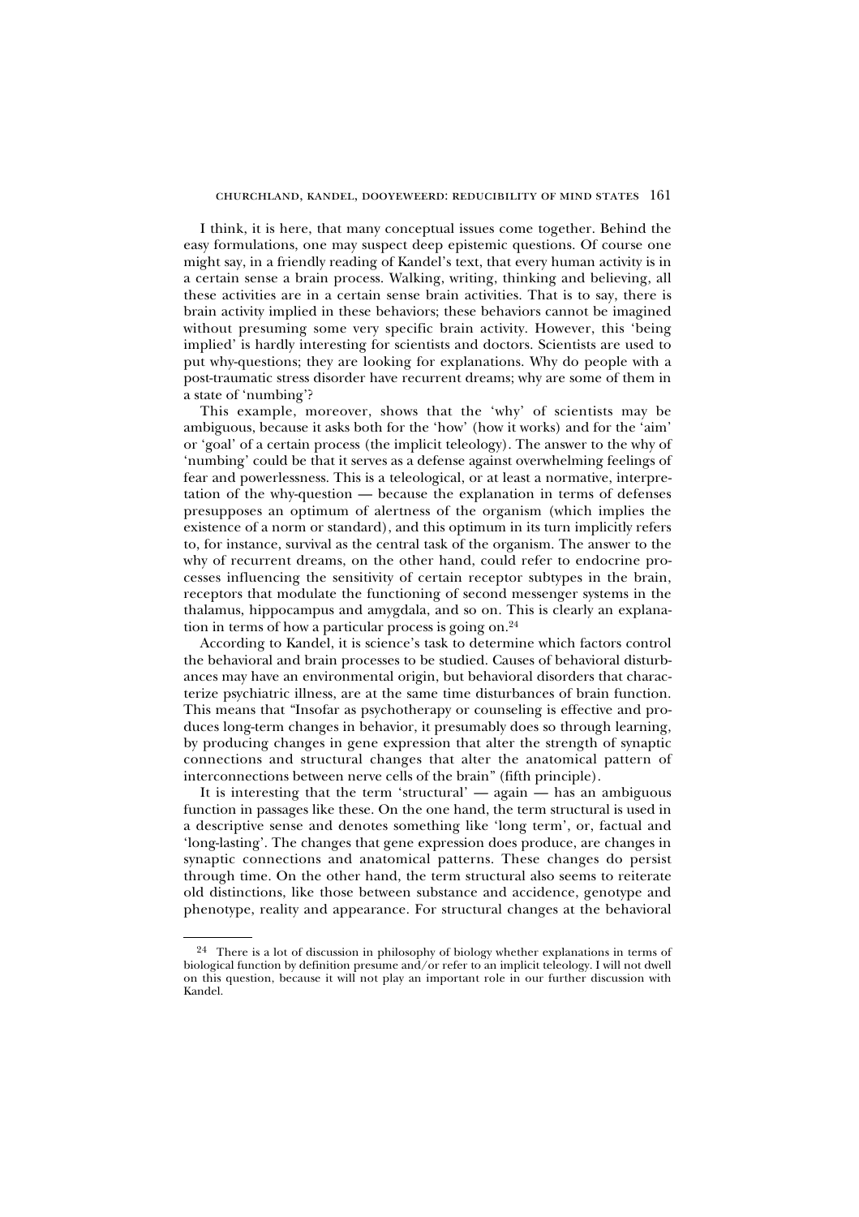I think, it is here, that many conceptual issues come together. Behind the easy formulations, one may suspect deep epistemic questions. Of course one might say, in a friendly reading of Kandel's text, that every human activity is in a certain sense a brain process. Walking, writing, thinking and believing, all these activities are in a certain sense brain activities. That is to say, there is brain activity implied in these behaviors; these behaviors cannot be imagined without presuming some very specific brain activity. However, this 'being implied' is hardly interesting for scientists and doctors. Scientists are used to put why-questions; they are looking for explanations. Why do people with a post-traumatic stress disorder have recurrent dreams; why are some of them in a state of 'numbing'?

This example, moreover, shows that the 'why' of scientists may be ambiguous, because it asks both for the 'how' (how it works) and for the 'aim' or 'goal' of a certain process (the implicit teleology). The answer to the why of 'numbing' could be that it serves as a defense against overwhelming feelings of fear and powerlessness. This is a teleological, or at least a normative, interpretation of the why-question — because the explanation in terms of defenses presupposes an optimum of alertness of the organism (which implies the existence of a norm or standard), and this optimum in its turn implicitly refers to, for instance, survival as the central task of the organism. The answer to the why of recurrent dreams, on the other hand, could refer to endocrine processes influencing the sensitivity of certain receptor subtypes in the brain, receptors that modulate the functioning of second messenger systems in the thalamus, hippocampus and amygdala, and so on. This is clearly an explanation in terms of how a particular process is going on.[24]

According to Kandel, it is science's task to determine which factors control the behavioral and brain processes to be studied. Causes of behavioral disturbances may have an environmental origin, but behavioral disorders that characterize psychiatric illness, are at the same time disturbances of brain function. This means that "Insofar as psychotherapy or counseling is effective and produces long-term changes in behavior, it presumably does so through learning, by producing changes in gene expression that alter the strength of synaptic connections and structural changes that alter the anatomical pattern of interconnections between nerve cells of the brain" (fifth principle).

It is interesting that the term 'structural' — again — has an ambiguous function in passages like these. On the one hand, the term structural is used in a descriptive sense and denotes something like 'long term', or, factual and 'long-lasting'. The changes that gene expression does produce, are changes in synaptic connections and anatomical patterns. These changes do persist through time. On the other hand, the term structural also seems to reiterate old distinctions, like those between substance and accidence, genotype and phenotype, reality and appearance. For structural changes at the behavioral

---

[24] There is a lot of discussion in philosophy of biology whether explanations in terms of biological function by definition presume and/or refer to an implicit teleology. I will not dwell on this question, because it will not play an important role in our further discussion with Kandel.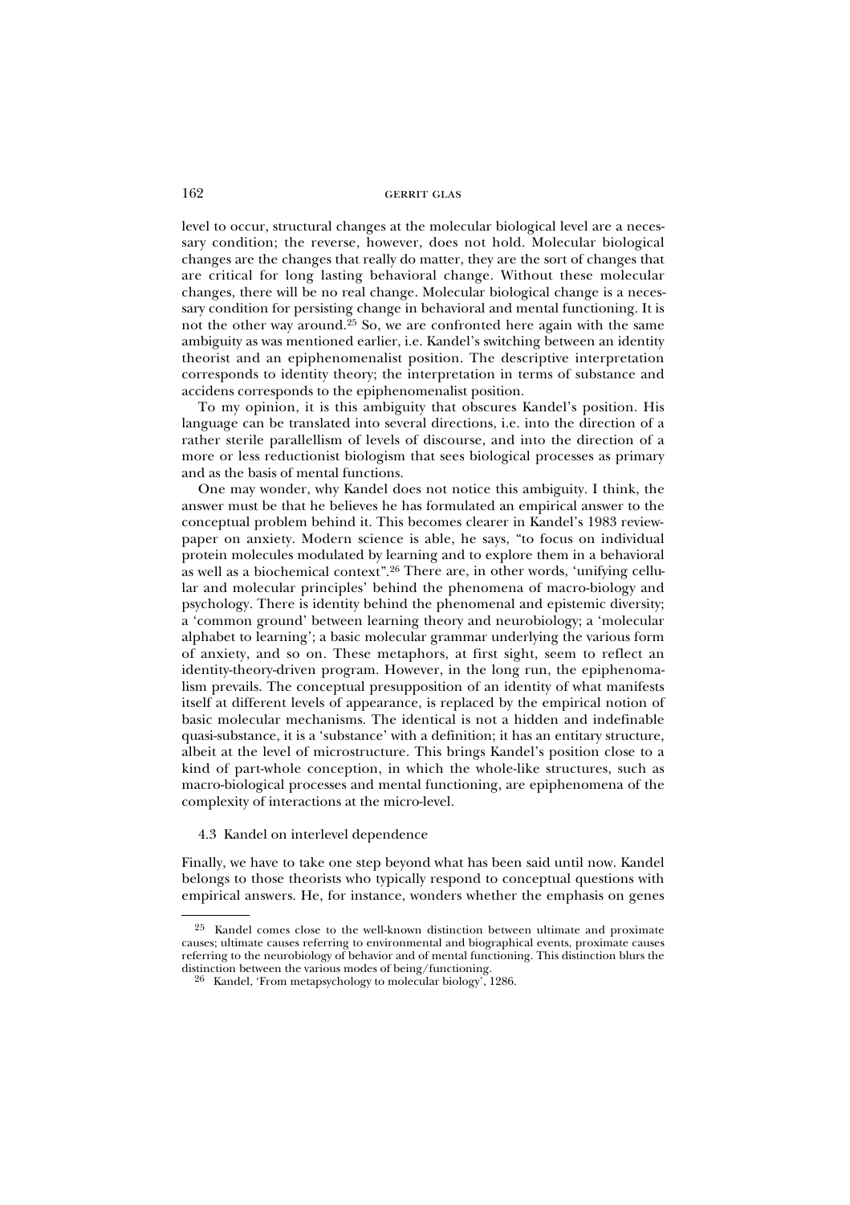level to occur, structural changes at the molecular biological level are a necessary condition; the reverse, however, does not hold. Molecular biological changes are the changes that really do matter, they are the sort of changes that are critical for long lasting behavioral change. Without these molecular changes, there will be no real change. Molecular biological change is a necessary condition for persisting change in behavioral and mental functioning. It is not the other way around.[25] So, we are confronted here again with the same ambiguity as was mentioned earlier, i.e. Kandel's switching between an identity theorist and an epiphenomenalist position. The descriptive interpretation corresponds to identity theory; the interpretation in terms of substance and accidens corresponds to the epiphenomenalist position.

To my opinion, it is this ambiguity that obscures Kandel's position. His language can be translated into several directions, i.e. into the direction of a rather sterile parallellism of levels of discourse, and into the direction of a more or less reductionist biologism that sees biological processes as primary and as the basis of mental functions.

One may wonder, why Kandel does not notice this ambiguity. I think, the answer must be that he believes he has formulated an empirical answer to the conceptual problem behind it. This becomes clearer in Kandel's 1983 review-paper on anxiety. Modern science is able, he says, "to focus on individual protein molecules modulated by learning and to explore them in a behavioral as well as a biochemical context".[26] There are, in other words, 'unifying cellular and molecular principles' behind the phenomena of macro-biology and psychology. There is identity behind the phenomenal and epistemic diversity; a 'common ground' between learning theory and neurobiology; a 'molecular alphabet to learning'; a basic molecular grammar underlying the various form of anxiety, and so on. These metaphors, at first sight, seem to reflect an identity-theory-driven program. However, in the long run, the epiphenomalism prevails. The conceptual presupposition of an identity of what manifests itself at different levels of appearance, is replaced by the empirical notion of basic molecular mechanisms. The identical is not a hidden and indefinable quasi-substance, it is a 'substance' with a definition; it has an entitary structure, albeit at the level of microstructure. This brings Kandel's position close to a kind of part-whole conception, in which the whole-like structures, such as macro-biological processes and mental functioning, are epiphenomena of the complexity of interactions at the micro-level.

### 4.3 Kandel on interlevel dependence

Finally, we have to take one step beyond what has been said until now. Kandel belongs to those theorists who typically respond to conceptual questions with empirical answers. He, for instance, wonders whether the emphasis on genes

---

[25] Kandel comes close to the well-known distinction between ultimate and proximate causes; ultimate causes referring to environmental and biographical events, proximate causes referring to the neurobiology of behavior and of mental functioning. This distinction blurs the distinction between the various modes of being/functioning.

[26] Kandel, 'From metapsychology to molecular biology', 1286.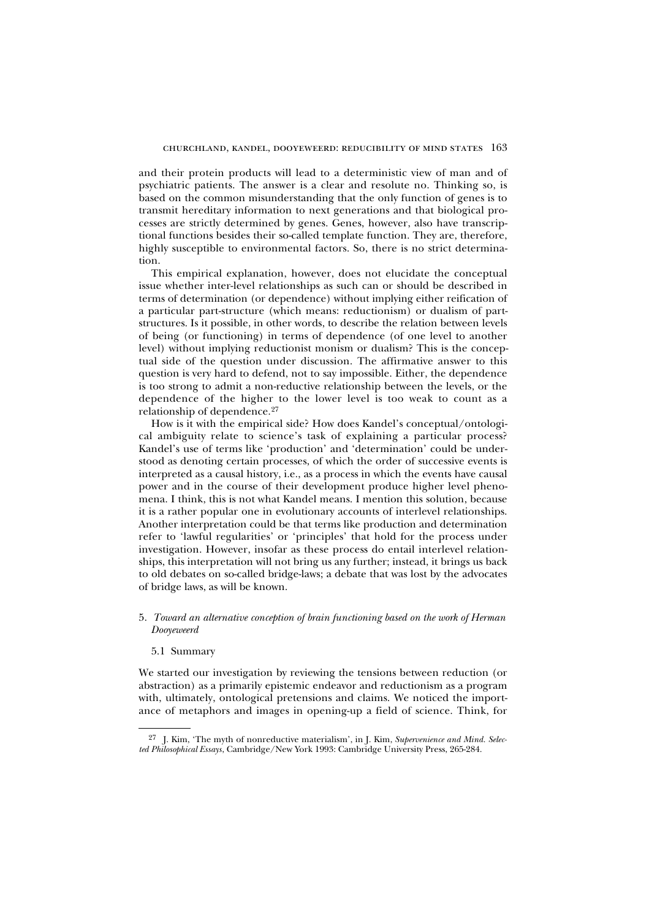and their protein products will lead to a deterministic view of man and of psychiatric patients. The answer is a clear and resolute no. Thinking so, is based on the common misunderstanding that the only function of genes is to transmit hereditary information to next generations and that biological processes are strictly determined by genes. Genes, however, also have transcriptional functions besides their so-called template function. They are, therefore, highly susceptible to environmental factors. So, there is no strict determination.

This empirical explanation, however, does not elucidate the conceptual issue whether inter-level relationships as such can or should be described in terms of determination (or dependence) without implying either reification of a particular part-structure (which means: reductionism) or dualism of part-structures. Is it possible, in other words, to describe the relation between levels of being (or functioning) in terms of dependence (of one level to another level) without implying reductionist monism or dualism? This is the conceptual side of the question under discussion. The affirmative answer to this question is very hard to defend, not to say impossible. Either, the dependence is too strong to admit a non-reductive relationship between the levels, or the dependence of the higher to the lower level is too weak to count as a relationship of dependence.[27]

How is it with the empirical side? How does Kandel's conceptual/ontological ambiguity relate to science's task of explaining a particular process? Kandel's use of terms like 'production' and 'determination' could be understood as denoting certain processes, of which the order of successive events is interpreted as a causal history, i.e., as a process in which the events have causal power and in the course of their development produce higher level phenomena. I think, this is not what Kandel means. I mention this solution, because it is a rather popular one in evolutionary accounts of interlevel relationships. Another interpretation could be that terms like production and determination refer to 'lawful regularities' or 'principles' that hold for the process under investigation. However, insofar as these process do entail interlevel relationships, this interpretation will not bring us any further; instead, it brings us back to old debates on so-called bridge-laws; a debate that was lost by the advocates of bridge laws, as will be known.

## 5. *Toward an alternative conception of brain functioning based on the work of Herman Dooyeweerd*

### 5.1 Summary

We started our investigation by reviewing the tensions between reduction (or abstraction) as a primarily epistemic endeavor and reductionism as a program with, ultimately, ontological pretensions and claims. We noticed the importance of metaphors and images in opening-up a field of science. Think, for

[27] J. Kim, 'The myth of nonreductive materialism', in J. Kim, *Supervenience and Mind. Selected Philosophical Essays*, Cambridge/New York 1993: Cambridge University Press, 265-284.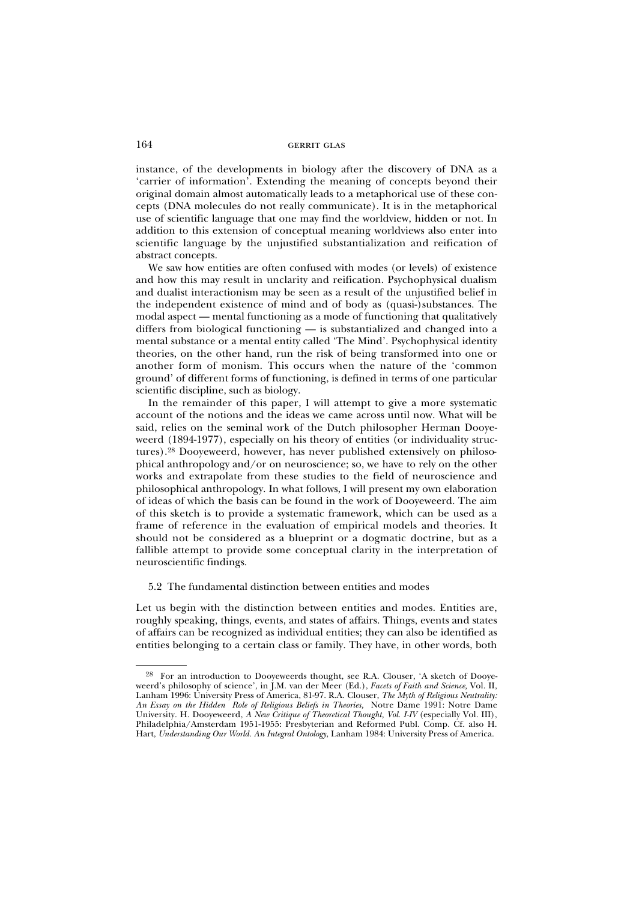instance, of the developments in biology after the discovery of DNA as a 'carrier of information'. Extending the meaning of concepts beyond their original domain almost automatically leads to a metaphorical use of these concepts (DNA molecules do not really communicate). It is in the metaphorical use of scientific language that one may find the worldview, hidden or not. In addition to this extension of conceptual meaning worldviews also enter into scientific language by the unjustified substantialization and reification of abstract concepts.

We saw how entities are often confused with modes (or levels) of existence and how this may result in unclarity and reification. Psychophysical dualism and dualist interactionism may be seen as a result of the unjustified belief in the independent existence of mind and of body as (quasi-)substances. The modal aspect — mental functioning as a mode of functioning that qualitatively differs from biological functioning — is substantialized and changed into a mental substance or a mental entity called 'The Mind'. Psychophysical identity theories, on the other hand, run the risk of being transformed into one or another form of monism. This occurs when the nature of the 'common ground' of different forms of functioning, is defined in terms of one particular scientific discipline, such as biology.

In the remainder of this paper, I will attempt to give a more systematic account of the notions and the ideas we came across until now. What will be said, relies on the seminal work of the Dutch philosopher Herman Dooyeweerd (1894-1977), especially on his theory of entities (or individuality structures).[28] Dooyeweerd, however, has never published extensively on philosophical anthropology and/or on neuroscience; so, we have to rely on the other works and extrapolate from these studies to the field of neuroscience and philosophical anthropology. In what follows, I will present my own elaboration of ideas of which the basis can be found in the work of Dooyeweerd. The aim of this sketch is to provide a systematic framework, which can be used as a frame of reference in the evaluation of empirical models and theories. It should not be considered as a blueprint or a dogmatic doctrine, but as a fallible attempt to provide some conceptual clarity in the interpretation of neuroscientific findings.

### 5.2 The fundamental distinction between entities and modes

Let us begin with the distinction between entities and modes. Entities are, roughly speaking, things, events, and states of affairs. Things, events and states of affairs can be recognized as individual entities; they can also be identified as entities belonging to a certain class or family. They have, in other words, both

---

[28] For an introduction to Dooyeweerds thought, see R.A. Clouser, 'A sketch of Dooyeweerd's philosophy of science', in J.M. van der Meer (Ed.), *Facets of Faith and Science*, Vol. II, Lanham 1996: University Press of America, 81-97. R.A. Clouser, *The Myth of Religious Neutrality: An Essay on the Hidden Role of Religious Beliefs in Theories*, Notre Dame 1991: Notre Dame University. H. Dooyeweerd, *A New Critique of Theoretical Thought, Vol. I-IV* (especially Vol. III), Philadelphia/Amsterdam 1951-1955: Presbyterian and Reformed Publ. Comp. Cf. also H. Hart, *Understanding Our World. An Integral Ontology*, Lanham 1984: University Press of America.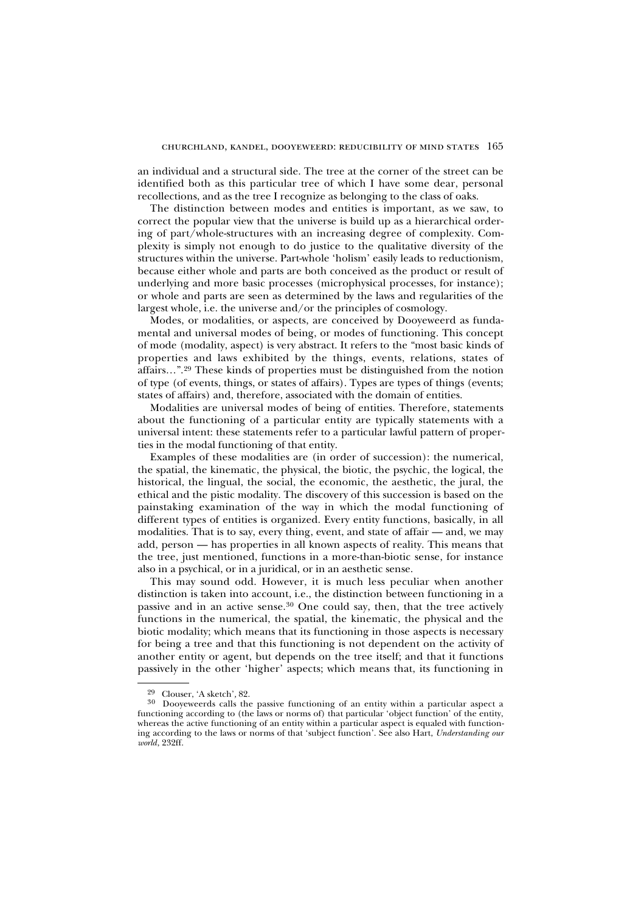an individual and a structural side. The tree at the corner of the street can be identified both as this particular tree of which I have some dear, personal recollections, and as the tree I recognize as belonging to the class of oaks.

The distinction between modes and entities is important, as we saw, to correct the popular view that the universe is build up as a hierarchical ordering of part/whole-structures with an increasing degree of complexity. Complexity is simply not enough to do justice to the qualitative diversity of the structures within the universe. Part-whole 'holism' easily leads to reductionism, because either whole and parts are both conceived as the product or result of underlying and more basic processes (microphysical processes, for instance); or whole and parts are seen as determined by the laws and regularities of the largest whole, i.e. the universe and/or the principles of cosmology.

Modes, or modalities, or aspects, are conceived by Dooyeweerd as fundamental and universal modes of being, or modes of functioning. This concept of mode (modality, aspect) is very abstract. It refers to the "most basic kinds of properties and laws exhibited by the things, events, relations, states of affairs…".[29] These kinds of properties must be distinguished from the notion of type (of events, things, or states of affairs). Types are types of things (events; states of affairs) and, therefore, associated with the domain of entities.

Modalities are universal modes of being of entities. Therefore, statements about the functioning of a particular entity are typically statements with a universal intent: these statements refer to a particular lawful pattern of properties in the modal functioning of that entity.

Examples of these modalities are (in order of succession): the numerical, the spatial, the kinematic, the physical, the biotic, the psychic, the logical, the historical, the lingual, the social, the economic, the aesthetic, the jural, the ethical and the pistic modality. The discovery of this succession is based on the painstaking examination of the way in which the modal functioning of different types of entities is organized. Every entity functions, basically, in all modalities. That is to say, every thing, event, and state of affair — and, we may add, person — has properties in all known aspects of reality. This means that the tree, just mentioned, functions in a more-than-biotic sense, for instance also in a psychical, or in a juridical, or in an aesthetic sense.

This may sound odd. However, it is much less peculiar when another distinction is taken into account, i.e., the distinction between functioning in a passive and in an active sense.[30] One could say, then, that the tree actively functions in the numerical, the spatial, the kinematic, the physical and the biotic modality; which means that its functioning in those aspects is necessary for being a tree and that this functioning is not dependent on the activity of another entity or agent, but depends on the tree itself; and that it functions passively in the other 'higher' aspects; which means that, its functioning in

---

[29] Clouser, 'A sketch', 82.

[30] Dooyeweerds calls the passive functioning of an entity within a particular aspect a functioning according to (the laws or norms of) that particular 'object function' of the entity, whereas the active functioning of an entity within a particular aspect is equaled with functioning according to the laws or norms of that 'subject function'. See also Hart, *Understanding our world*, 232ff.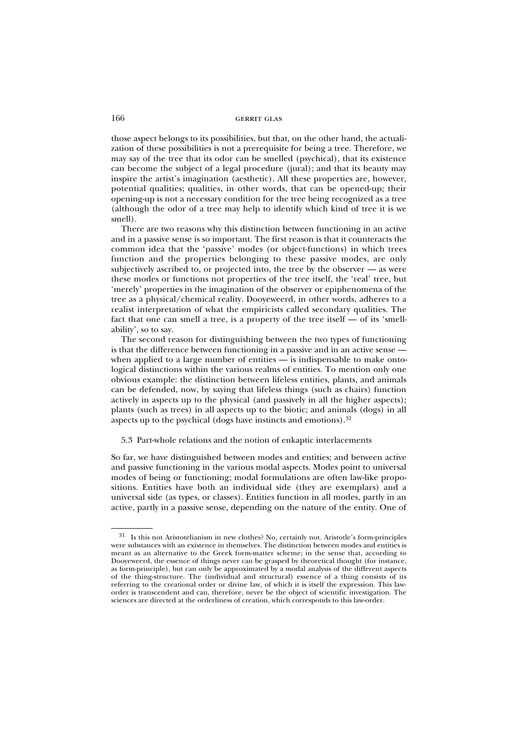those aspect belongs to its possibilities, but that, on the other hand, the actualization of these possibilities is not a prerequisite for being a tree. Therefore, we may say of the tree that its odor can be smelled (psychical), that its existence can become the subject of a legal procedure (jural); and that its beauty may inspire the artist's imagination (aesthetic). All these properties are, however, potential qualities; qualities, in other words, that can be opened-up; their opening-up is not a necessary condition for the tree being recognized as a tree (although the odor of a tree may help to identify which kind of tree it is we smell).

There are two reasons why this distinction between functioning in an active and in a passive sense is so important. The first reason is that it counteracts the common idea that the 'passive' modes (or object-functions) in which trees function and the properties belonging to these passive modes, are only subjectively ascribed to, or projected into, the tree by the observer — as were these modes or functions not properties of the tree itself, the 'real' tree, but 'merely' properties in the imagination of the observer or epiphenomena of the tree as a physical/chemical reality. Dooyeweerd, in other words, adheres to a realist interpretation of what the empiricists called secondary qualities. The fact that one can smell a tree, is a property of the tree itself — of its 'smell-ability', so to say.

The second reason for distinguishing between the two types of functioning is that the difference between functioning in a passive and in an active sense — when applied to a large number of entities — is indispensable to make ontological distinctions within the various realms of entities. To mention only one obvious example: the distinction between lifeless entities, plants, and animals can be defended, now, by saying that lifeless things (such as chairs) function actively in aspects up to the physical (and passively in all the higher aspects); plants (such as trees) in all aspects up to the biotic; and animals (dogs) in all aspects up to the psychical (dogs have instincts and emotions).[31]

### 5.3 Part-whole relations and the notion of enkaptic interlacements

So far, we have distinguished between modes and entities; and between active and passive functioning in the various modal aspects. Modes point to universal modes of being or functioning; modal formulations are often law-like propositions. Entities have both an individual side (they are exemplars) and a universal side (as types, or classes). Entities function in all modes, partly in an active, partly in a passive sense, depending on the nature of the entity. One of

---

[31] Is this not Aristotelianism in new clothes? No, certainly not. Aristotle's form-principles were substances with an existence in themselves. The distinction between modes and entities is meant as an alternative to the Greek form-matter scheme; in the sense that, according to Dooyeweerd, the essence of things never can be grasped by theoretical thought (for instance, as form-principle), but can only be approximated by a modal analysis of the different aspects of the thing-structure. The (individual and structural) essence of a thing consists of its referring to the creational order or divine law, of which it is itself the expression. This law-order is transcendent and can, therefore, never be the object of scientific investigation. The sciences are directed at the orderliness of creation, which corresponds to this law-order.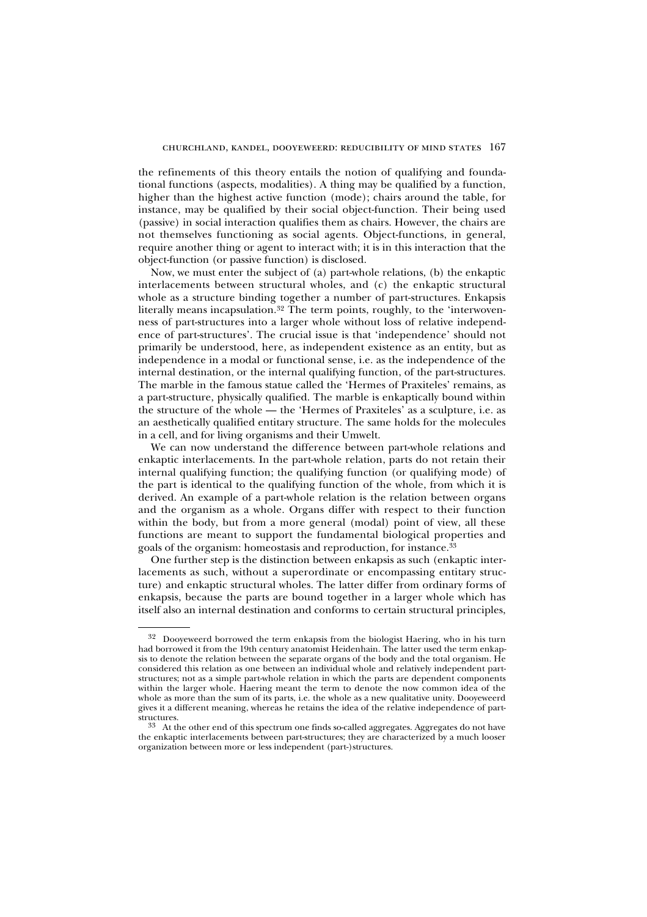the refinements of this theory entails the notion of qualifying and foundational functions (aspects, modalities). A thing may be qualified by a function, higher than the highest active function (mode); chairs around the table, for instance, may be qualified by their social object-function. Their being used (passive) in social interaction qualifies them as chairs. However, the chairs are not themselves functioning as social agents. Object-functions, in general, require another thing or agent to interact with; it is in this interaction that the object-function (or passive function) is disclosed.

Now, we must enter the subject of (a) part-whole relations, (b) the enkaptic interlacements between structural wholes, and (c) the enkaptic structural whole as a structure binding together a number of part-structures. Enkapsis literally means incapsulation.[32] The term points, roughly, to the 'interwovenness of part-structures into a larger whole without loss of relative independence of part-structures'. The crucial issue is that 'independence' should not primarily be understood, here, as independent existence as an entity, but as independence in a modal or functional sense, i.e. as the independence of the internal destination, or the internal qualifying function, of the part-structures. The marble in the famous statue called the 'Hermes of Praxiteles' remains, as a part-structure, physically qualified. The marble is enkaptically bound within the structure of the whole — the 'Hermes of Praxiteles' as a sculpture, i.e. as an aesthetically qualified entitary structure. The same holds for the molecules in a cell, and for living organisms and their Umwelt.

We can now understand the difference between part-whole relations and enkaptic interlacements. In the part-whole relation, parts do not retain their internal qualifying function; the qualifying function (or qualifying mode) of the part is identical to the qualifying function of the whole, from which it is derived. An example of a part-whole relation is the relation between organs and the organism as a whole. Organs differ with respect to their function within the body, but from a more general (modal) point of view, all these functions are meant to support the fundamental biological properties and goals of the organism: homeostasis and reproduction, for instance.[33]

One further step is the distinction between enkapsis as such (enkaptic interlacements as such, without a superordinate or encompassing entitary structure) and enkaptic structural wholes. The latter differ from ordinary forms of enkapsis, because the parts are bound together in a larger whole which has itself also an internal destination and conforms to certain structural principles,

---

[32] Dooyeweerd borrowed the term enkapsis from the biologist Haering, who in his turn had borrowed it from the 19th century anatomist Heidenhain. The latter used the term enkapsis to denote the relation between the separate organs of the body and the total organism. He considered this relation as one between an individual whole and relatively independent part-structures; not as a simple part-whole relation in which the parts are dependent components within the larger whole. Haering meant the term to denote the now common idea of the whole as more than the sum of its parts, i.e. the whole as a new qualitative unity. Dooyeweerd gives it a different meaning, whereas he retains the idea of the relative independence of part-structures.

[33] At the other end of this spectrum one finds so-called aggregates. Aggregates do not have the enkaptic interlacements between part-structures; they are characterized by a much looser organization between more or less independent (part-)structures.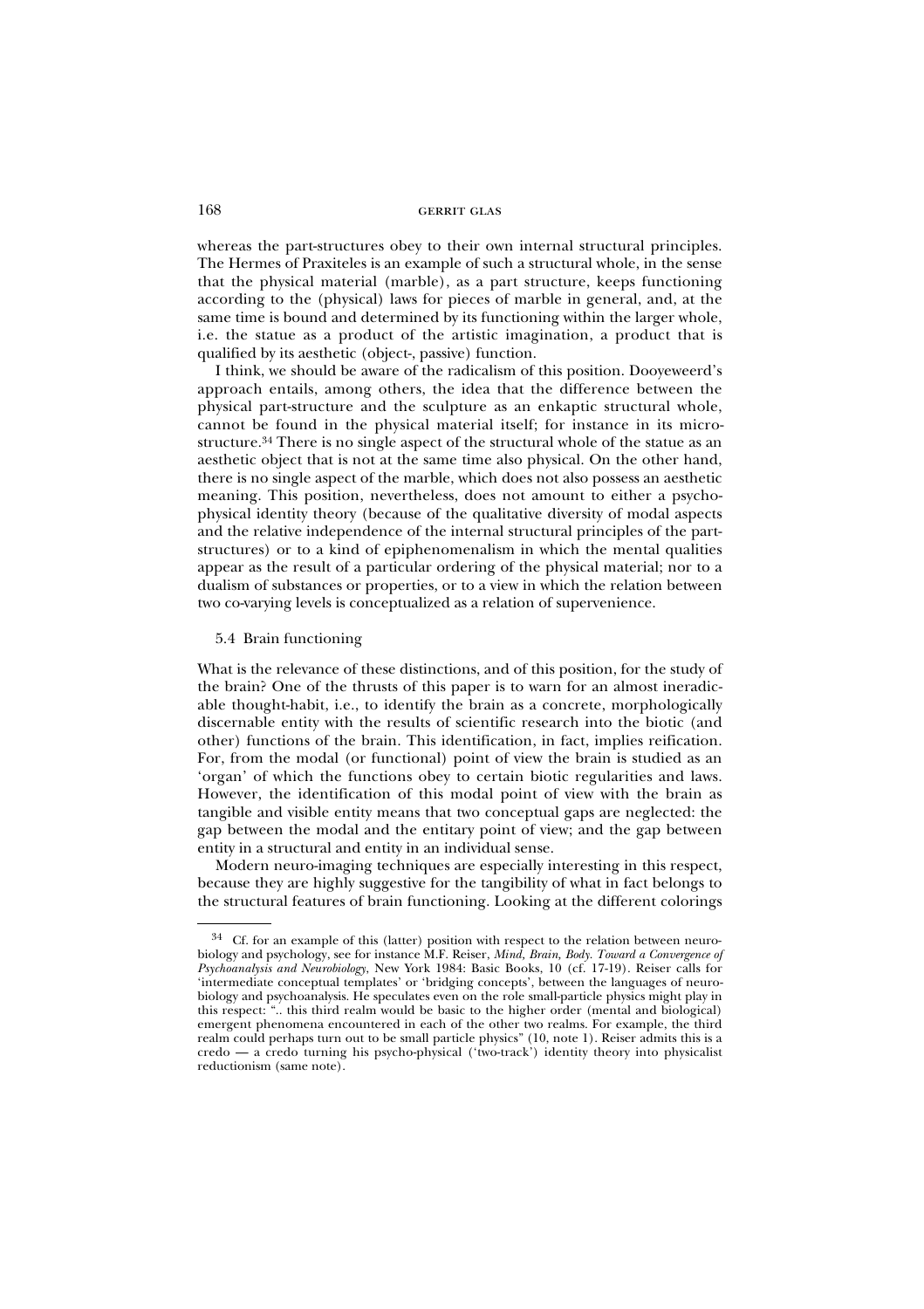whereas the part-structures obey to their own internal structural principles. The Hermes of Praxiteles is an example of such a structural whole, in the sense that the physical material (marble), as a part structure, keeps functioning according to the (physical) laws for pieces of marble in general, and, at the same time is bound and determined by its functioning within the larger whole, i.e. the statue as a product of the artistic imagination, a product that is qualified by its aesthetic (object-, passive) function.

I think, we should be aware of the radicalism of this position. Dooyeweerd's approach entails, among others, the idea that the difference between the physical part-structure and the sculpture as an enkaptic structural whole, cannot be found in the physical material itself; for instance in its micro-structure.[34] There is no single aspect of the structural whole of the statue as an aesthetic object that is not at the same time also physical. On the other hand, there is no single aspect of the marble, which does not also possess an aesthetic meaning. This position, nevertheless, does not amount to either a psycho-physical identity theory (because of the qualitative diversity of modal aspects and the relative independence of the internal structural principles of the part-structures) or to a kind of epiphenomenalism in which the mental qualities appear as the result of a particular ordering of the physical material; nor to a dualism of substances or properties, or to a view in which the relation between two co-varying levels is conceptualized as a relation of supervenience.

### 5.4 Brain functioning

What is the relevance of these distinctions, and of this position, for the study of the brain? One of the thrusts of this paper is to warn for an almost ineradicable thought-habit, i.e., to identify the brain as a concrete, morphologically discernable entity with the results of scientific research into the biotic (and other) functions of the brain. This identification, in fact, implies reification. For, from the modal (or functional) point of view the brain is studied as an 'organ' of which the functions obey to certain biotic regularities and laws. However, the identification of this modal point of view with the brain as tangible and visible entity means that two conceptual gaps are neglected: the gap between the modal and the entitary point of view; and the gap between entity in a structural and entity in an individual sense.

Modern neuro-imaging techniques are especially interesting in this respect, because they are highly suggestive for the tangibility of what in fact belongs to the structural features of brain functioning. Looking at the different colorings

---

[34] Cf. for an example of this (latter) position with respect to the relation between neurobiology and psychology, see for instance M.F. Reiser, *Mind, Brain, Body. Toward a Convergence of Psychoanalysis and Neurobiology*, New York 1984: Basic Books, 10 (cf. 17-19). Reiser calls for 'intermediate conceptual templates' or 'bridging concepts', between the languages of neurobiology and psychoanalysis. He speculates even on the role small-particle physics might play in this respect: ".. this third realm would be basic to the higher order (mental and biological) emergent phenomena encountered in each of the other two realms. For example, the third realm could perhaps turn out to be small particle physics" (10, note 1). Reiser admits this is a credo — a credo turning his psycho-physical ('two-track') identity theory into physicalist reductionism (same note).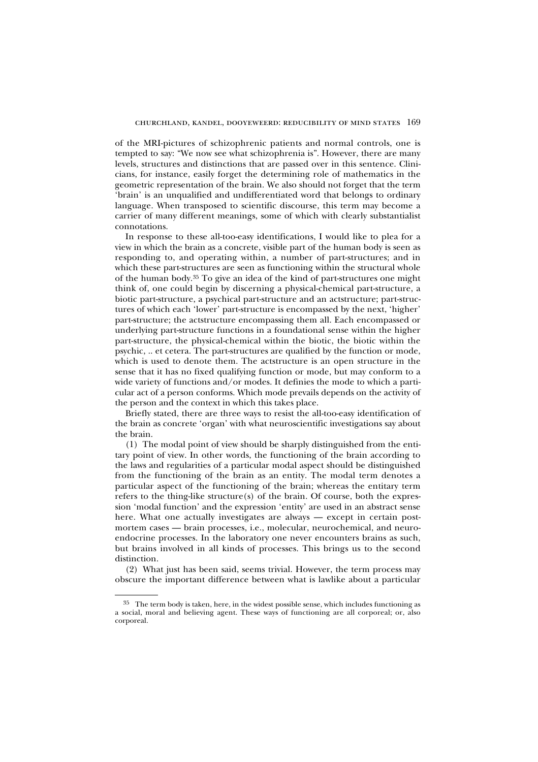of the MRI-pictures of schizophrenic patients and normal controls, one is tempted to say: "We now see what schizophrenia is". However, there are many levels, structures and distinctions that are passed over in this sentence. Clinicians, for instance, easily forget the determining role of mathematics in the geometric representation of the brain. We also should not forget that the term 'brain' is an unqualified and undifferentiated word that belongs to ordinary language. When transposed to scientific discourse, this term may become a carrier of many different meanings, some of which with clearly substantialist connotations.

In response to these all-too-easy identifications, I would like to plea for a view in which the brain as a concrete, visible part of the human body is seen as responding to, and operating within, a number of part-structures; and in which these part-structures are seen as functioning within the structural whole of the human body.[35] To give an idea of the kind of part-structures one might think of, one could begin by discerning a physical-chemical part-structure, a biotic part-structure, a psychical part-structure and an actstructure; part-structures of which each 'lower' part-structure is encompassed by the next, 'higher' part-structure; the actstructure encompassing them all. Each encompassed or underlying part-structure functions in a foundational sense within the higher part-structure, the physical-chemical within the biotic, the biotic within the psychic, .. et cetera. The part-structures are qualified by the function or mode, which is used to denote them. The actstructure is an open structure in the sense that it has no fixed qualifying function or mode, but may conform to a wide variety of functions and/or modes. It defines the mode to which a particular act of a person conforms. Which mode prevails depends on the activity of the person and the context in which this takes place.

Briefly stated, there are three ways to resist the all-too-easy identification of the brain as concrete 'organ' with what neuroscientific investigations say about the brain.

(1) The modal point of view should be sharply distinguished from the entitary point of view. In other words, the functioning of the brain according to the laws and regularities of a particular modal aspect should be distinguished from the functioning of the brain as an entity. The modal term denotes a particular aspect of the functioning of the brain; whereas the entitary term refers to the thing-like structure(s) of the brain. Of course, both the expression 'modal function' and the expression 'entity' are used in an abstract sense here. What one actually investigates are always — except in certain post-mortem cases — brain processes, i.e., molecular, neurochemical, and neuroendocrine processes. In the laboratory one never encounters brains as such, but brains involved in all kinds of processes. This brings us to the second distinction.

(2) What just has been said, seems trivial. However, the term process may obscure the important difference between what is lawlike about a particular

---

[35] The term body is taken, here, in the widest possible sense, which includes functioning as a social, moral and believing agent. These ways of functioning are all corporeal; or, also corporeal.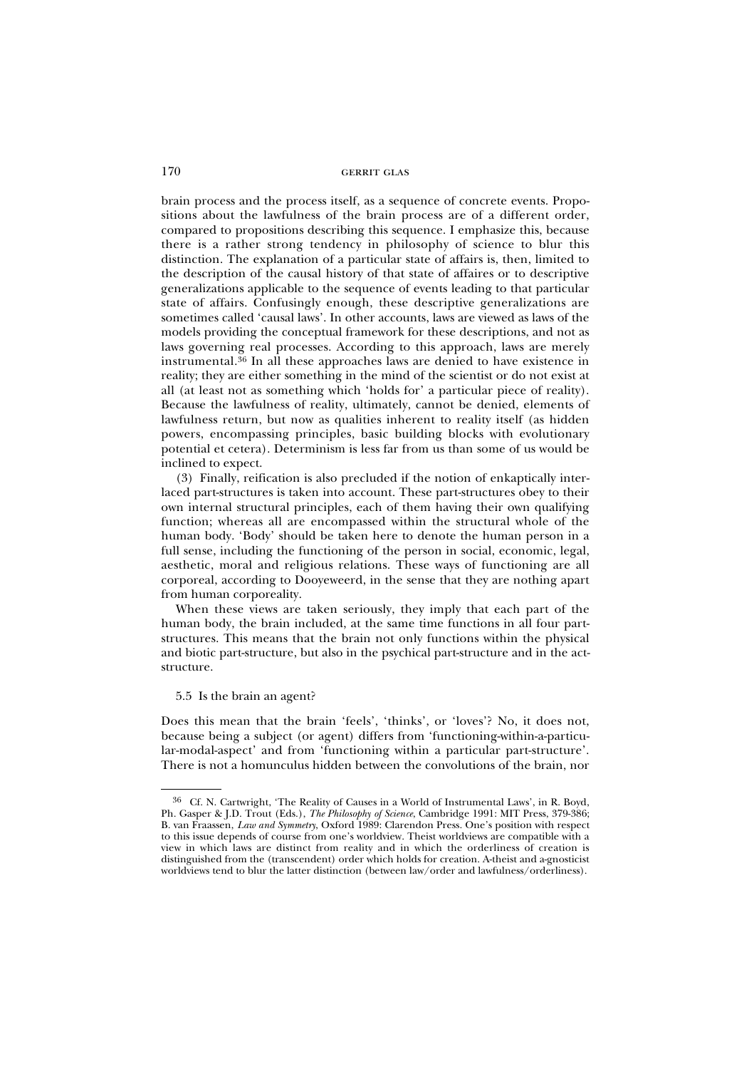brain process and the process itself, as a sequence of concrete events. Propositions about the lawfulness of the brain process are of a different order, compared to propositions describing this sequence. I emphasize this, because there is a rather strong tendency in philosophy of science to blur this distinction. The explanation of a particular state of affairs is, then, limited to the description of the causal history of that state of affaires or to descriptive generalizations applicable to the sequence of events leading to that particular state of affairs. Confusingly enough, these descriptive generalizations are sometimes called 'causal laws'. In other accounts, laws are viewed as laws of the models providing the conceptual framework for these descriptions, and not as laws governing real processes. According to this approach, laws are merely instrumental.[36] In all these approaches laws are denied to have existence in reality; they are either something in the mind of the scientist or do not exist at all (at least not as something which 'holds for' a particular piece of reality). Because the lawfulness of reality, ultimately, cannot be denied, elements of lawfulness return, but now as qualities inherent to reality itself (as hidden powers, encompassing principles, basic building blocks with evolutionary potential et cetera). Determinism is less far from us than some of us would be inclined to expect.

(3) Finally, reification is also precluded if the notion of enkaptically interlaced part-structures is taken into account. These part-structures obey to their own internal structural principles, each of them having their own qualifying function; whereas all are encompassed within the structural whole of the human body. 'Body' should be taken here to denote the human person in a full sense, including the functioning of the person in social, economic, legal, aesthetic, moral and religious relations. These ways of functioning are all corporeal, according to Dooyeweerd, in the sense that they are nothing apart from human corporeality.

When these views are taken seriously, they imply that each part of the human body, the brain included, at the same time functions in all four part-structures. This means that the brain not only functions within the physical and biotic part-structure, but also in the psychical part-structure and in the act-structure.

### 5.5 Is the brain an agent?

Does this mean that the brain 'feels', 'thinks', or 'loves'? No, it does not, because being a subject (or agent) differs from 'functioning-within-a-particular-modal-aspect' and from 'functioning within a particular part-structure'. There is not a homunculus hidden between the convolutions of the brain, nor

---

[36] Cf. N. Cartwright, 'The Reality of Causes in a World of Instrumental Laws', in R. Boyd, Ph. Gasper & J.D. Trout (Eds.), *The Philosophy of Science*, Cambridge 1991: MIT Press, 379-386; B. van Fraassen, *Law and Symmetry*, Oxford 1989: Clarendon Press. One's position with respect to this issue depends of course from one's worldview. Theist worldviews are compatible with a view in which laws are distinct from reality and in which the orderliness of creation is distinguished from the (transcendent) order which holds for creation. A-theist and a-gnosticist worldviews tend to blur the latter distinction (between law/order and lawfulness/orderliness).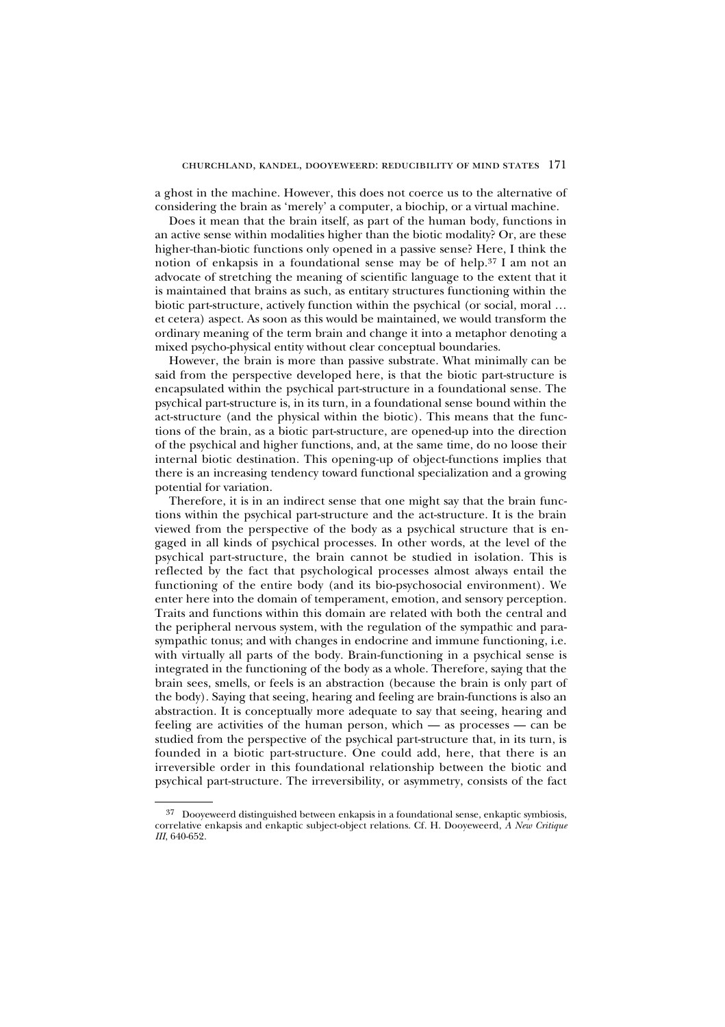a ghost in the machine. However, this does not coerce us to the alternative of considering the brain as 'merely' a computer, a biochip, or a virtual machine.

Does it mean that the brain itself, as part of the human body, functions in an active sense within modalities higher than the biotic modality? Or, are these higher-than-biotic functions only opened in a passive sense? Here, I think the notion of enkapsis in a foundational sense may be of help.[37] I am not an advocate of stretching the meaning of scientific language to the extent that it is maintained that brains as such, as entitary structures functioning within the biotic part-structure, actively function within the psychical (or social, moral … et cetera) aspect. As soon as this would be maintained, we would transform the ordinary meaning of the term brain and change it into a metaphor denoting a mixed psycho-physical entity without clear conceptual boundaries.

However, the brain is more than passive substrate. What minimally can be said from the perspective developed here, is that the biotic part-structure is encapsulated within the psychical part-structure in a foundational sense. The psychical part-structure is, in its turn, in a foundational sense bound within the act-structure (and the physical within the biotic). This means that the functions of the brain, as a biotic part-structure, are opened-up into the direction of the psychical and higher functions, and, at the same time, do no loose their internal biotic destination. This opening-up of object-functions implies that there is an increasing tendency toward functional specialization and a growing potential for variation.

Therefore, it is in an indirect sense that one might say that the brain functions within the psychical part-structure and the act-structure. It is the brain viewed from the perspective of the body as a psychical structure that is engaged in all kinds of psychical processes. In other words, at the level of the psychical part-structure, the brain cannot be studied in isolation. This is reflected by the fact that psychological processes almost always entail the functioning of the entire body (and its bio-psychosocial environment). We enter here into the domain of temperament, emotion, and sensory perception. Traits and functions within this domain are related with both the central and the peripheral nervous system, with the regulation of the sympathic and parasympathic tonus; and with changes in endocrine and immune functioning, i.e. with virtually all parts of the body. Brain-functioning in a psychical sense is integrated in the functioning of the body as a whole. Therefore, saying that the brain sees, smells, or feels is an abstraction (because the brain is only part of the body). Saying that seeing, hearing and feeling are brain-functions is also an abstraction. It is conceptually more adequate to say that seeing, hearing and feeling are activities of the human person, which — as processes — can be studied from the perspective of the psychical part-structure that, in its turn, is founded in a biotic part-structure. One could add, here, that there is an irreversible order in this foundational relationship between the biotic and psychical part-structure. The irreversibility, or asymmetry, consists of the fact

---

[37] Dooyeweerd distinguished between enkapsis in a foundational sense, enkaptic symbiosis, correlative enkapsis and enkaptic subject-object relations. Cf. H. Dooyeweerd, *A New Critique III*, 640-652.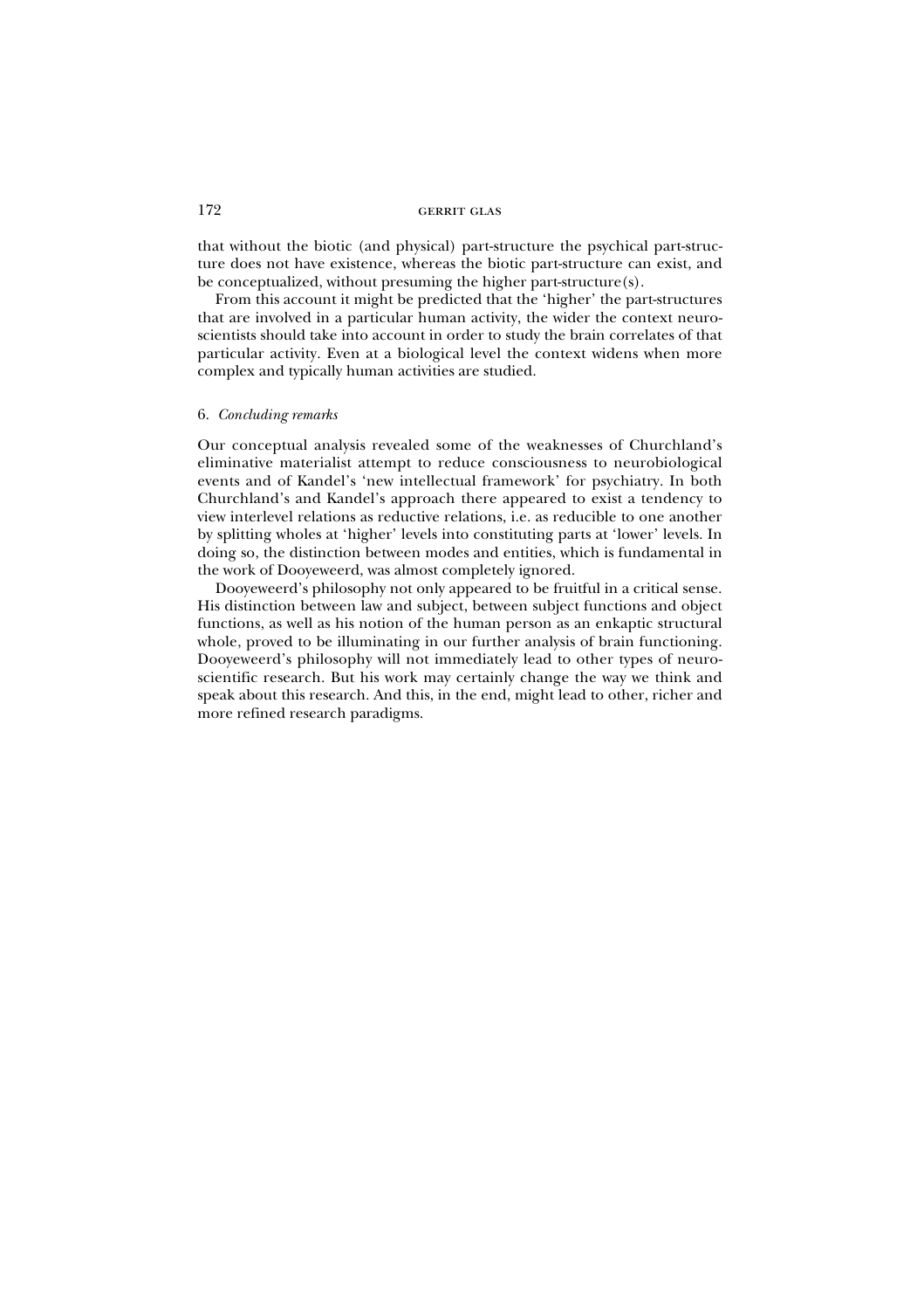that without the biotic (and physical) part-structure the psychical part-structure does not have existence, whereas the biotic part-structure can exist, and be conceptualized, without presuming the higher part-structure(s).

From this account it might be predicted that the 'higher' the part-structures that are involved in a particular human activity, the wider the context neuroscientists should take into account in order to study the brain correlates of that particular activity. Even at a biological level the context widens when more complex and typically human activities are studied.

## 6. *Concluding remarks*

Our conceptual analysis revealed some of the weaknesses of Churchland's eliminative materialist attempt to reduce consciousness to neurobiological events and of Kandel's 'new intellectual framework' for psychiatry. In both Churchland's and Kandel's approach there appeared to exist a tendency to view interlevel relations as reductive relations, i.e. as reducible to one another by splitting wholes at 'higher' levels into constituting parts at 'lower' levels. In doing so, the distinction between modes and entities, which is fundamental in the work of Dooyeweerd, was almost completely ignored.

Dooyeweerd's philosophy not only appeared to be fruitful in a critical sense. His distinction between law and subject, between subject functions and object functions, as well as his notion of the human person as an enkaptic structural whole, proved to be illuminating in our further analysis of brain functioning. Dooyeweerd's philosophy will not immediately lead to other types of neuroscientific research. But his work may certainly change the way we think and speak about this research. And this, in the end, might lead to other, richer and more refined research paradigms.